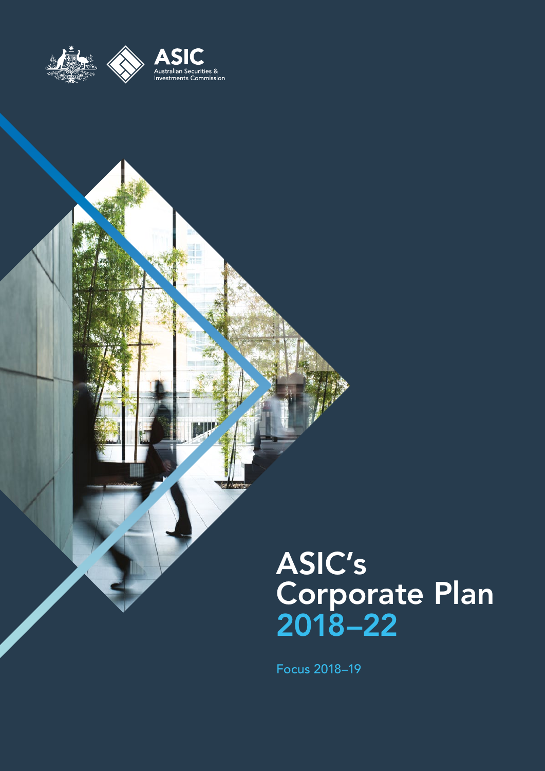ASIC

Australian Securities & Investments Commission

# ASIC's Corporate Plan 2018–22

Focus 2018–19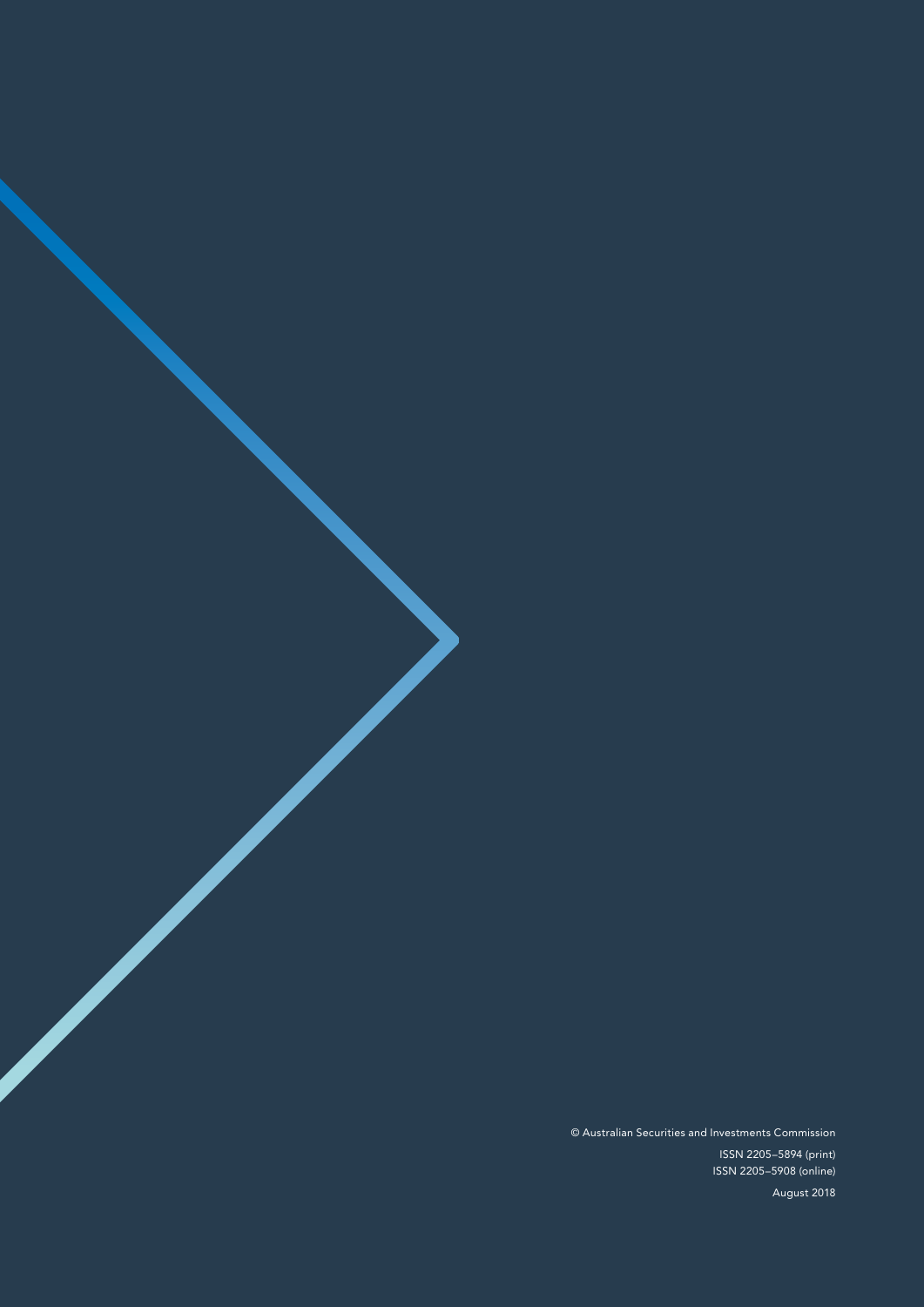© Australian Securities and Investments Commission

ISSN 2205–5894 (print)

ISSN 2205–5908 (online)

August 2018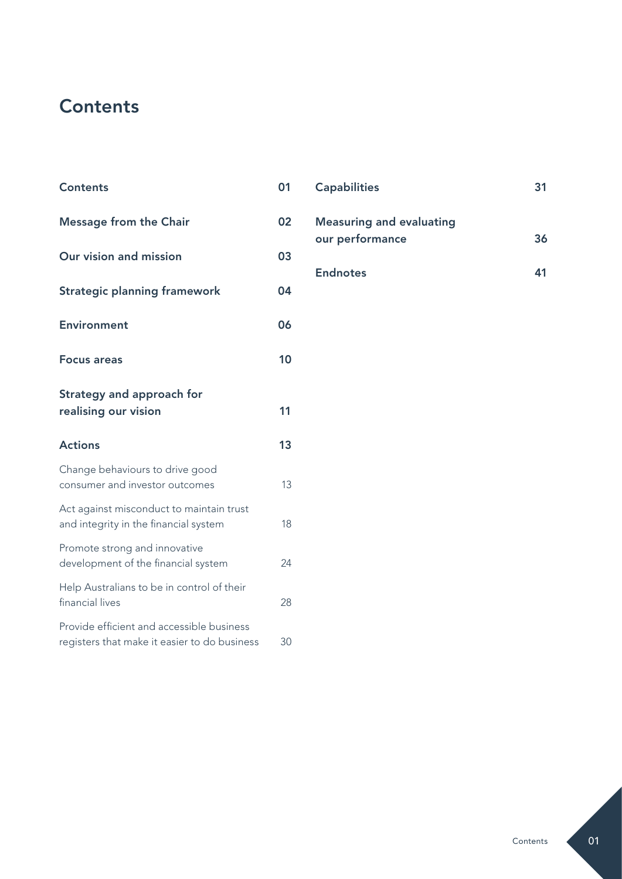# Contents

| | |
|---|---|
| **Contents** | **01** |
| **Message from the Chair** | **02** |
| **Our vision and mission** | **03** |
| **Strategic planning framework** | **04** |
| **Environment** | **06** |
| **Focus areas** | **10** |
| **Strategy and approach for realising our vision** | **11** |
| **Actions** | **13** |
| Change behaviours to drive good consumer and investor outcomes | 13 |
| Act against misconduct to maintain trust and integrity in the financial system | 18 |
| Promote strong and innovative development of the financial system | 24 |
| Help Australians to be in control of their financial lives | 28 |
| Provide efficient and accessible business registers that make it easier to do business | 30 |
| **Capabilities** | **31** |
| **Measuring and evaluating our performance** | **36** |
| **Endnotes** | **41** |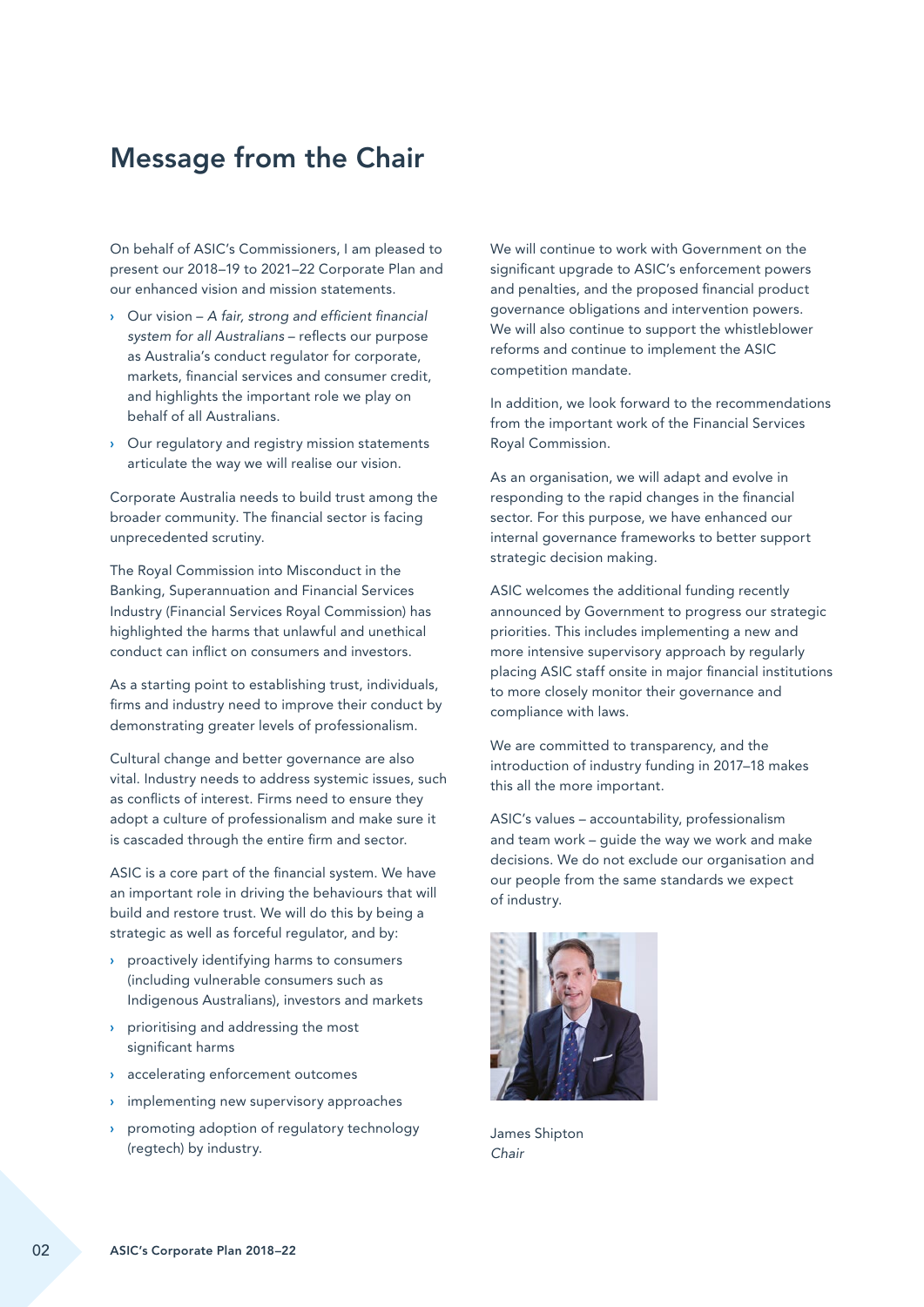# Message from the Chair

On behalf of ASIC's Commissioners, I am pleased to present our 2018–19 to 2021–22 Corporate Plan and our enhanced vision and mission statements.

- Our vision – *A fair, strong and efficient financial system for all Australians* – reflects our purpose as Australia's conduct regulator for corporate, markets, financial services and consumer credit, and highlights the important role we play on behalf of all Australians.
- Our regulatory and registry mission statements articulate the way we will realise our vision.

Corporate Australia needs to build trust among the broader community. The financial sector is facing unprecedented scrutiny.

The Royal Commission into Misconduct in the Banking, Superannuation and Financial Services Industry (Financial Services Royal Commission) has highlighted the harms that unlawful and unethical conduct can inflict on consumers and investors.

As a starting point to establishing trust, individuals, firms and industry need to improve their conduct by demonstrating greater levels of professionalism.

Cultural change and better governance are also vital. Industry needs to address systemic issues, such as conflicts of interest. Firms need to ensure they adopt a culture of professionalism and make sure it is cascaded through the entire firm and sector.

ASIC is a core part of the financial system. We have an important role in driving the behaviours that will build and restore trust. We will do this by being a strategic as well as forceful regulator, and by:

- proactively identifying harms to consumers (including vulnerable consumers such as Indigenous Australians), investors and markets
- prioritising and addressing the most significant harms
- accelerating enforcement outcomes
- implementing new supervisory approaches
- promoting adoption of regulatory technology (regtech) by industry.

We will continue to work with Government on the significant upgrade to ASIC's enforcement powers and penalties, and the proposed financial product governance obligations and intervention powers. We will also continue to support the whistleblower reforms and continue to implement the ASIC competition mandate.

In addition, we look forward to the recommendations from the important work of the Financial Services Royal Commission.

As an organisation, we will adapt and evolve in responding to the rapid changes in the financial sector. For this purpose, we have enhanced our internal governance frameworks to better support strategic decision making.

ASIC welcomes the additional funding recently announced by Government to progress our strategic priorities. This includes implementing a new and more intensive supervisory approach by regularly placing ASIC staff onsite in major financial institutions to more closely monitor their governance and compliance with laws.

We are committed to transparency, and the introduction of industry funding in 2017–18 makes this all the more important.

ASIC's values – accountability, professionalism and team work – guide the way we work and make decisions. We do not exclude our organisation and our people from the same standards we expect of industry.

James Shipton
*Chair*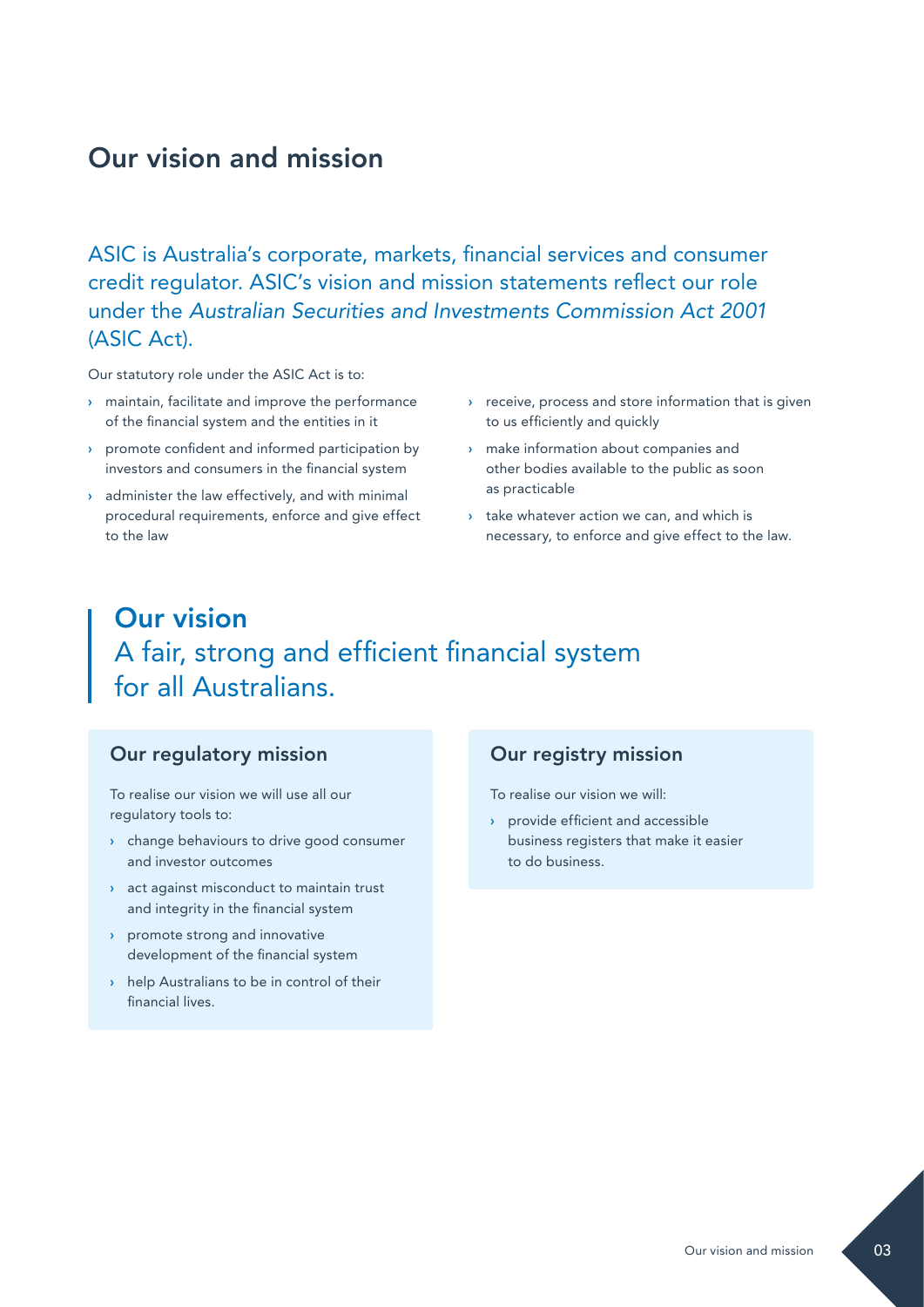# Our vision and mission

ASIC is Australia's corporate, markets, financial services and consumer credit regulator. ASIC's vision and mission statements reflect our role under the *Australian Securities and Investments Commission Act 2001* (ASIC Act).

Our statutory role under the ASIC Act is to:

- maintain, facilitate and improve the performance of the financial system and the entities in it
- promote confident and informed participation by investors and consumers in the financial system
- administer the law effectively, and with minimal procedural requirements, enforce and give effect to the law
- receive, process and store information that is given to us efficiently and quickly
- make information about companies and other bodies available to the public as soon as practicable
- take whatever action we can, and which is necessary, to enforce and give effect to the law.

## Our vision

A fair, strong and efficient financial system for all Australians.

### Our regulatory mission

To realise our vision we will use all our regulatory tools to:

- change behaviours to drive good consumer and investor outcomes
- act against misconduct to maintain trust and integrity in the financial system
- promote strong and innovative development of the financial system
- help Australians to be in control of their financial lives.

### Our registry mission

To realise our vision we will:

- provide efficient and accessible business registers that make it easier to do business.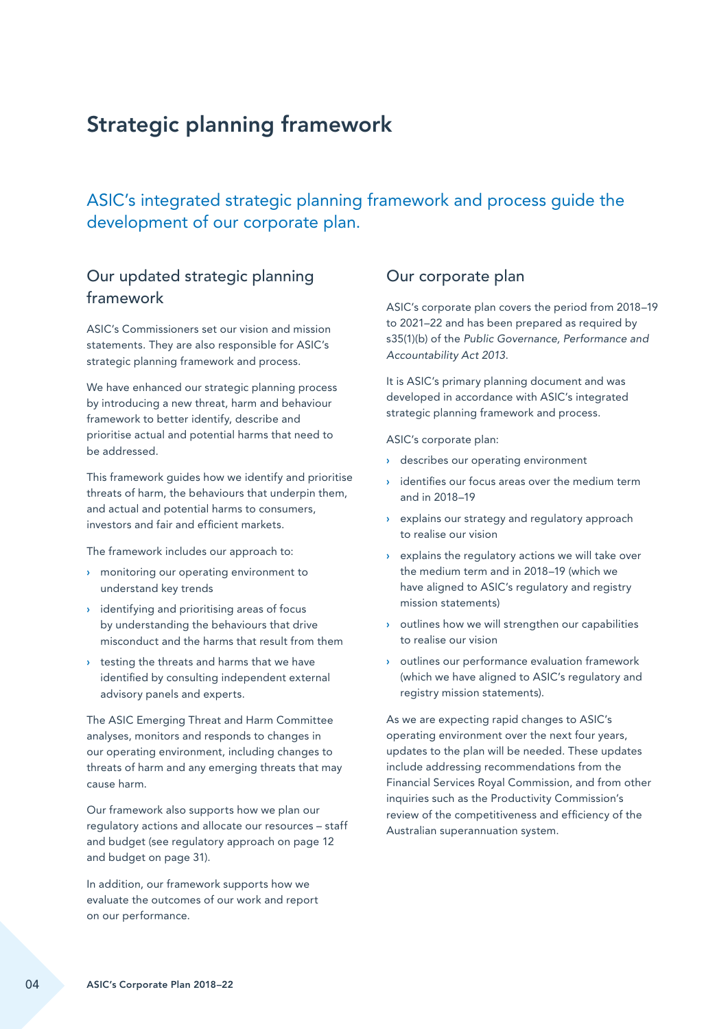# Strategic planning framework

ASIC's integrated strategic planning framework and process guide the development of our corporate plan.

## Our updated strategic planning framework

ASIC's Commissioners set our vision and mission statements. They are also responsible for ASIC's strategic planning framework and process.

We have enhanced our strategic planning process by introducing a new threat, harm and behaviour framework to better identify, describe and prioritise actual and potential harms that need to be addressed.

This framework guides how we identify and prioritise threats of harm, the behaviours that underpin them, and actual and potential harms to consumers, investors and fair and efficient markets.

The framework includes our approach to:

- monitoring our operating environment to understand key trends
- identifying and prioritising areas of focus by understanding the behaviours that drive misconduct and the harms that result from them
- testing the threats and harms that we have identified by consulting independent external advisory panels and experts.

The ASIC Emerging Threat and Harm Committee analyses, monitors and responds to changes in our operating environment, including changes to threats of harm and any emerging threats that may cause harm.

Our framework also supports how we plan our regulatory actions and allocate our resources – staff and budget (see regulatory approach on page 12 and budget on page 31).

In addition, our framework supports how we evaluate the outcomes of our work and report on our performance.

## Our corporate plan

ASIC's corporate plan covers the period from 2018–19 to 2021–22 and has been prepared as required by s35(1)(b) of the *Public Governance, Performance and Accountability Act 2013*.

It is ASIC's primary planning document and was developed in accordance with ASIC's integrated strategic planning framework and process.

ASIC's corporate plan:

- describes our operating environment
- identifies our focus areas over the medium term and in 2018–19
- explains our strategy and regulatory approach to realise our vision
- explains the regulatory actions we will take over the medium term and in 2018–19 (which we have aligned to ASIC's regulatory and registry mission statements)
- outlines how we will strengthen our capabilities to realise our vision
- outlines our performance evaluation framework (which we have aligned to ASIC's regulatory and registry mission statements).

As we are expecting rapid changes to ASIC's operating environment over the next four years, updates to the plan will be needed. These updates include addressing recommendations from the Financial Services Royal Commission, and from other inquiries such as the Productivity Commission's review of the competitiveness and efficiency of the Australian superannuation system.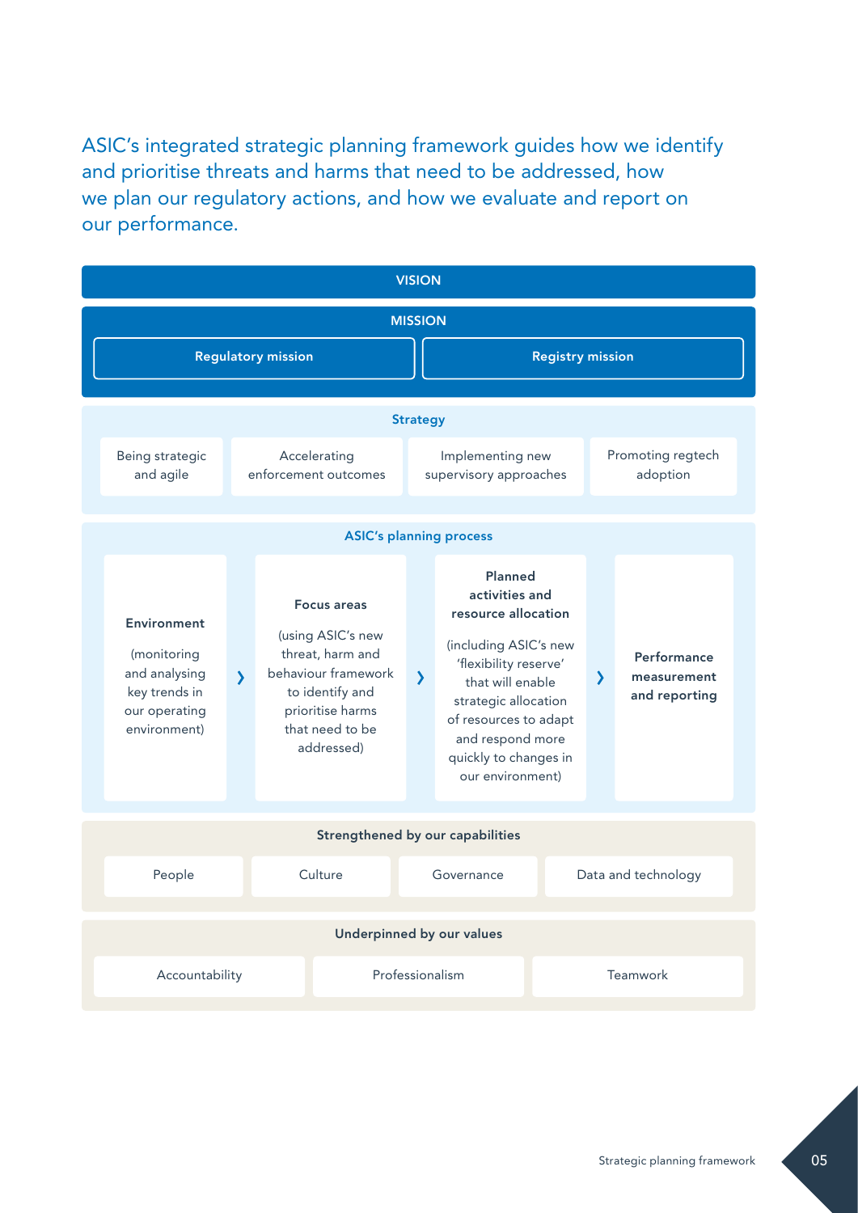ASIC's integrated strategic planning framework guides how we identify and prioritise threats and harms that need to be addressed, how we plan our regulatory actions, and how we evaluate and report on our performance.

## VISION

## MISSION

- **Regulatory mission**
- **Registry mission**

### Strategy

- Being strategic and agile
- Accelerating enforcement outcomes
- Implementing new supervisory approaches
- Promoting regtech adoption

### ASIC's planning process

**Environment** (monitoring and analysing key trends in our operating environment) › **Focus areas** (using ASIC's new threat, harm and behaviour framework to identify and prioritise harms that need to be addressed) › **Planned activities and resource allocation** (including ASIC's new 'flexibility reserve' that will enable strategic allocation of resources to adapt and respond more quickly to changes in our environment) › **Performance measurement and reporting**

### Strengthened by our capabilities

- People
- Culture
- Governance
- Data and technology

### Underpinned by our values

- Accountability
- Professionalism
- Teamwork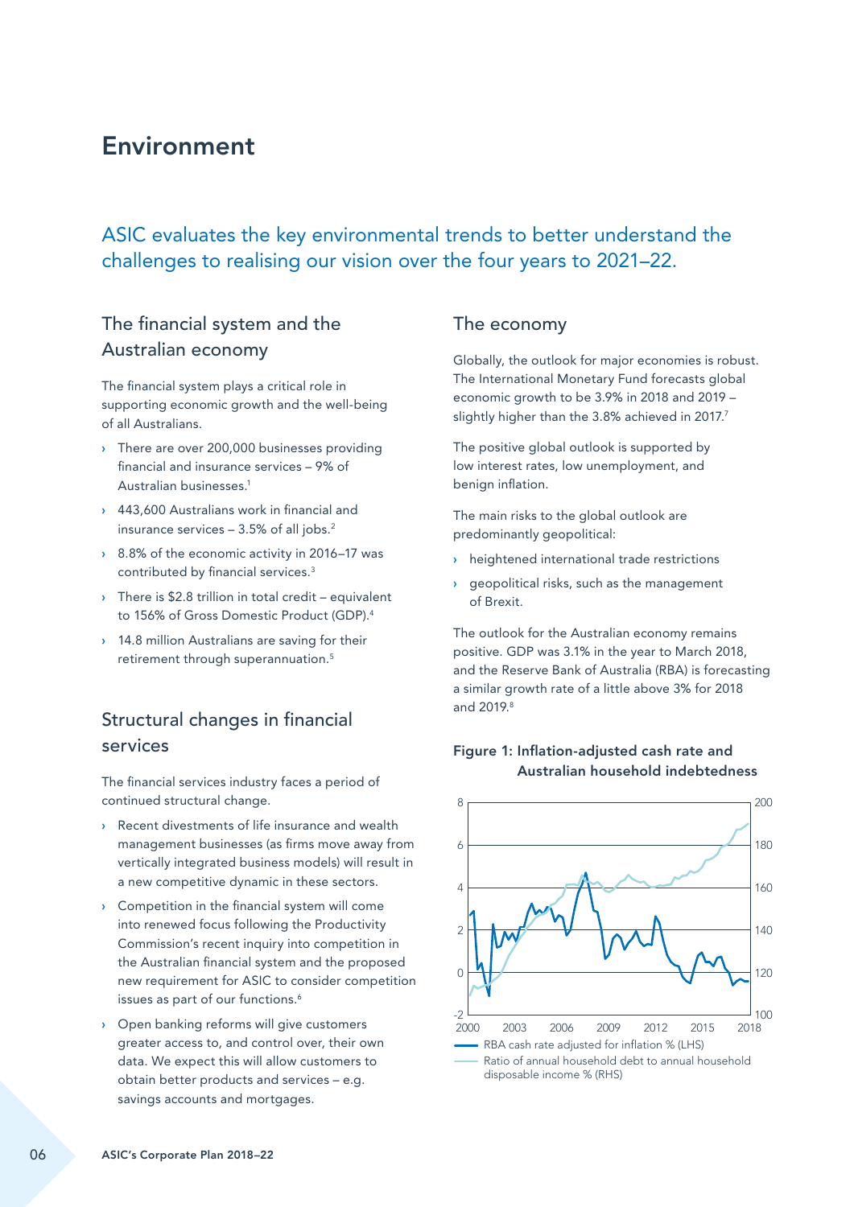# Environment

ASIC evaluates the key environmental trends to better understand the challenges to realising our vision over the four years to 2021–22.

## The financial system and the Australian economy

The financial system plays a critical role in supporting economic growth and the well-being of all Australians.

- There are over 200,000 businesses providing financial and insurance services – 9% of Australian businesses.[1]
- 443,600 Australians work in financial and insurance services – 3.5% of all jobs.[2]
- 8.8% of the economic activity in 2016–17 was contributed by financial services.[3]
- There is $2.8 trillion in total credit – equivalent to 156% of Gross Domestic Product (GDP).[4]
- 14.8 million Australians are saving for their retirement through superannuation.[5]

## Structural changes in financial services

The financial services industry faces a period of continued structural change.

- Recent divestments of life insurance and wealth management businesses (as firms move away from vertically integrated business models) will result in a new competitive dynamic in these sectors.
- Competition in the financial system will come into renewed focus following the Productivity Commission's recent inquiry into competition in the Australian financial system and the proposed new requirement for ASIC to consider competition issues as part of our functions.[6]
- Open banking reforms will give customers greater access to, and control over, their own data. We expect this will allow customers to obtain better products and services – e.g. savings accounts and mortgages.

## The economy

Globally, the outlook for major economies is robust. The International Monetary Fund forecasts global economic growth to be 3.9% in 2018 and 2019 – slightly higher than the 3.8% achieved in 2017.[7]

The positive global outlook is supported by low interest rates, low unemployment, and benign inflation.

The main risks to the global outlook are predominantly geopolitical:

- heightened international trade restrictions
- geopolitical risks, such as the management of Brexit.

The outlook for the Australian economy remains positive. GDP was 3.1% in the year to March 2018, and the Reserve Bank of Australia (RBA) is forecasting a similar growth rate of a little above 3% for 2018 and 2019.[8]

**Figure 1: Inflation-adjusted cash rate and Australian household indebtedness**

- RBA cash rate adjusted for inflation % (LHS)
- Ratio of annual household debt to annual household disposable income % (RHS)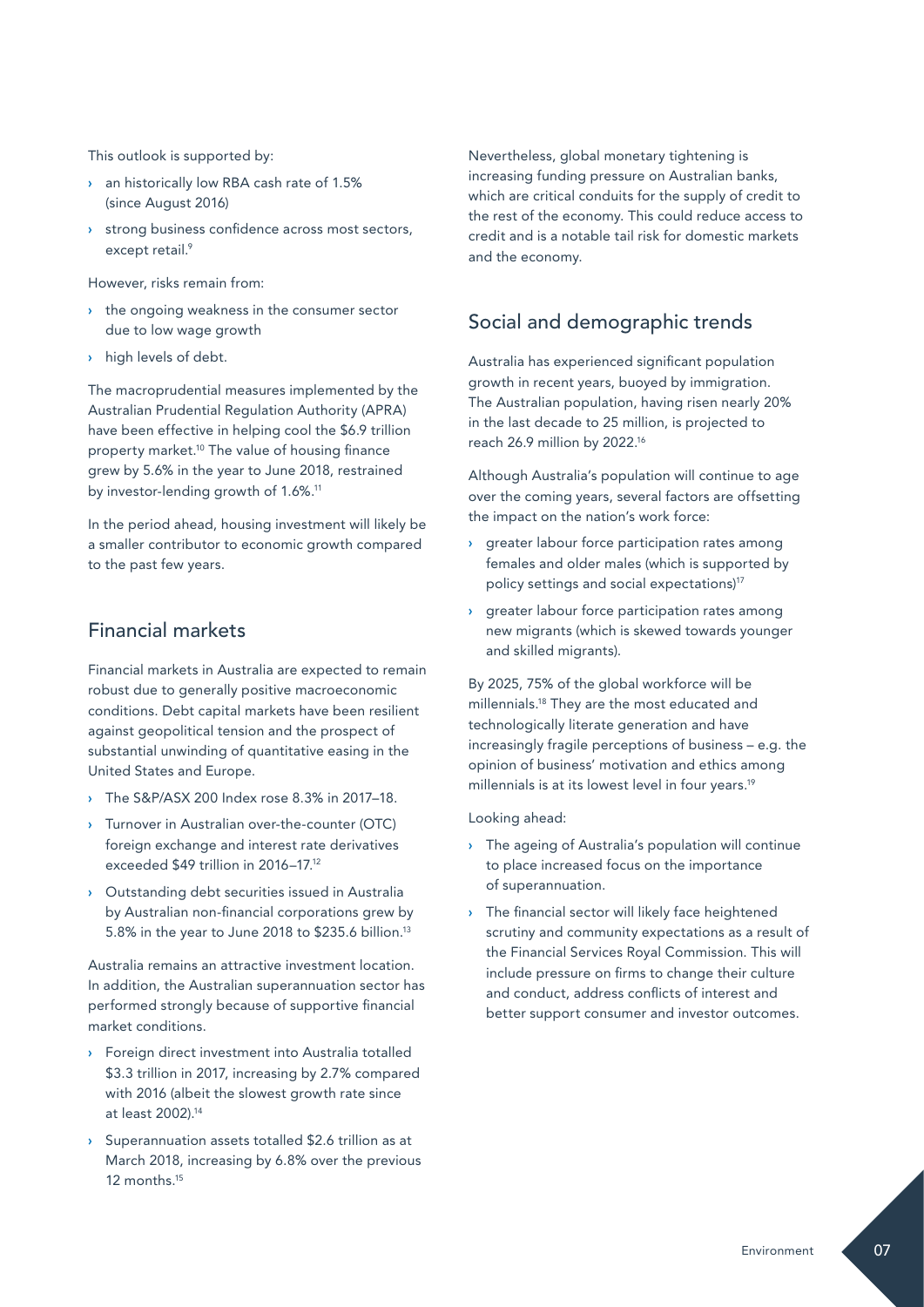This outlook is supported by:

- an historically low RBA cash rate of 1.5% (since August 2016)
- strong business confidence across most sectors, except retail.[9]

However, risks remain from:

- the ongoing weakness in the consumer sector due to low wage growth
- high levels of debt.

The macroprudential measures implemented by the Australian Prudential Regulation Authority (APRA) have been effective in helping cool the $6.9 trillion property market.[10] The value of housing finance grew by 5.6% in the year to June 2018, restrained by investor-lending growth of 1.6%.[11]

In the period ahead, housing investment will likely be a smaller contributor to economic growth compared to the past few years.

## Financial markets

Financial markets in Australia are expected to remain robust due to generally positive macroeconomic conditions. Debt capital markets have been resilient against geopolitical tension and the prospect of substantial unwinding of quantitative easing in the United States and Europe.

- The S&P/ASX 200 Index rose 8.3% in 2017–18.
- Turnover in Australian over-the-counter (OTC) foreign exchange and interest rate derivatives exceeded $49 trillion in 2016–17.[12]
- Outstanding debt securities issued in Australia by Australian non-financial corporations grew by 5.8% in the year to June 2018 to $235.6 billion.[13]

Australia remains an attractive investment location. In addition, the Australian superannuation sector has performed strongly because of supportive financial market conditions.

- Foreign direct investment into Australia totalled $3.3 trillion in 2017, increasing by 2.7% compared with 2016 (albeit the slowest growth rate since at least 2002).[14]
- Superannuation assets totalled $2.6 trillion as at March 2018, increasing by 6.8% over the previous 12 months.[15]

Nevertheless, global monetary tightening is increasing funding pressure on Australian banks, which are critical conduits for the supply of credit to the rest of the economy. This could reduce access to credit and is a notable tail risk for domestic markets and the economy.

## Social and demographic trends

Australia has experienced significant population growth in recent years, buoyed by immigration. The Australian population, having risen nearly 20% in the last decade to 25 million, is projected to reach 26.9 million by 2022.[16]

Although Australia's population will continue to age over the coming years, several factors are offsetting the impact on the nation's work force:

- greater labour force participation rates among females and older males (which is supported by policy settings and social expectations)[17]
- greater labour force participation rates among new migrants (which is skewed towards younger and skilled migrants).

By 2025, 75% of the global workforce will be millennials.[18] They are the most educated and technologically literate generation and have increasingly fragile perceptions of business – e.g. the opinion of business' motivation and ethics among millennials is at its lowest level in four years.[19]

Looking ahead:

- The ageing of Australia's population will continue to place increased focus on the importance of superannuation.
- The financial sector will likely face heightened scrutiny and community expectations as a result of the Financial Services Royal Commission. This will include pressure on firms to change their culture and conduct, address conflicts of interest and better support consumer and investor outcomes.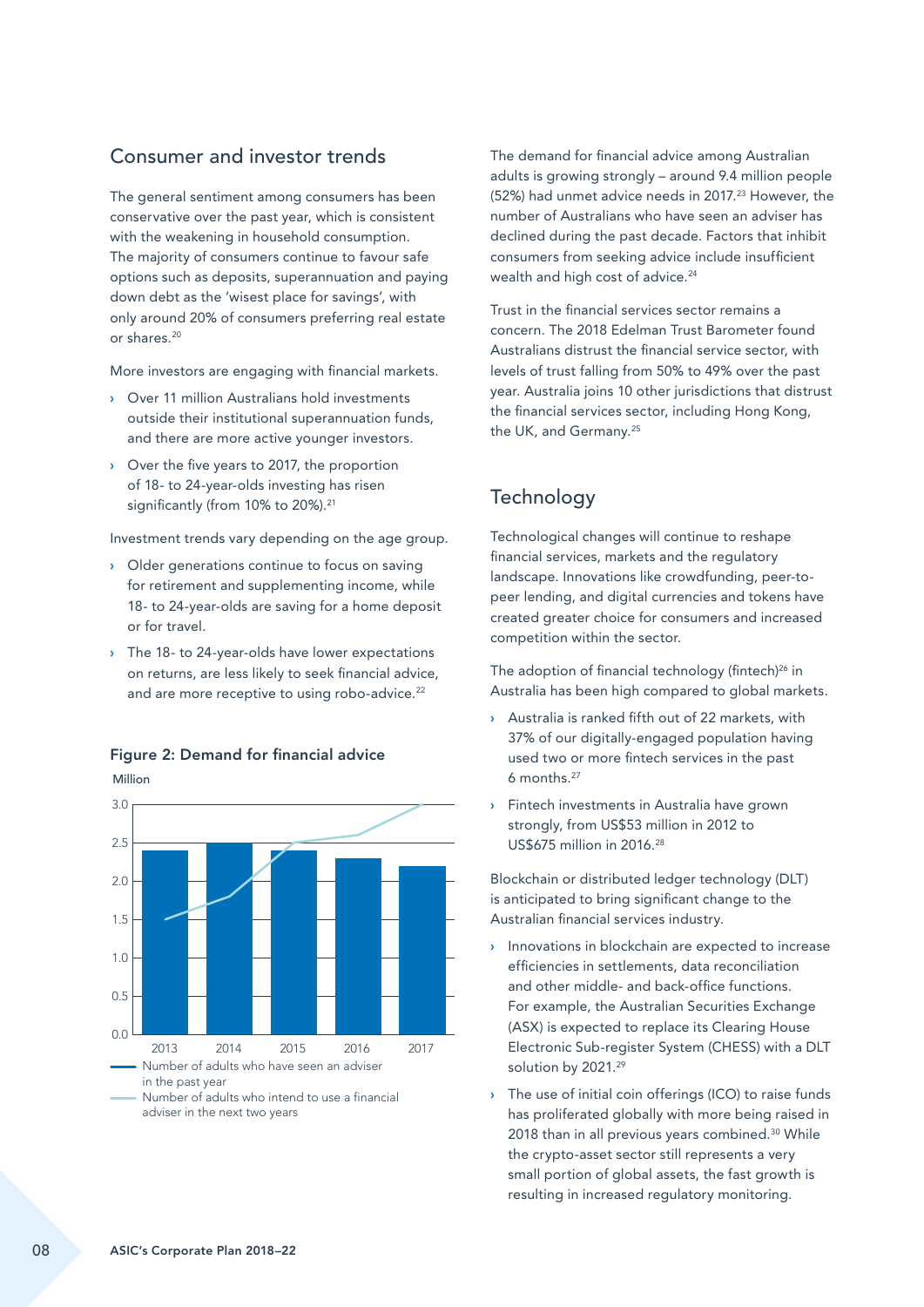## Consumer and investor trends

The general sentiment among consumers has been conservative over the past year, which is consistent with the weakening in household consumption. The majority of consumers continue to favour safe options such as deposits, superannuation and paying down debt as the 'wisest place for savings', with only around 20% of consumers preferring real estate or shares.[20]

More investors are engaging with financial markets.

- Over 11 million Australians hold investments outside their institutional superannuation funds, and there are more active younger investors.
- Over the five years to 2017, the proportion of 18- to 24-year-olds investing has risen significantly (from 10% to 20%).[21]

Investment trends vary depending on the age group.

- Older generations continue to focus on saving for retirement and supplementing income, while 18- to 24-year-olds are saving for a home deposit or for travel.
- The 18- to 24-year-olds have lower expectations on returns, are less likely to seek financial advice, and are more receptive to using robo-advice.[22]

**Figure 2: Demand for financial advice**

Million

| Year | Number of adults who have seen an adviser in the past year | Number of adults who intend to use a financial adviser in the next two years |
|---|---|---|
| 2013 | 2.4 | 1.5 |
| 2014 | 2.5 | 1.8 |
| 2015 | 2.4 | 2.5 |
| 2016 | 2.3 | 2.6 |
| 2017 | 2.2 | 3.0 |

The demand for financial advice among Australian adults is growing strongly – around 9.4 million people (52%) had unmet advice needs in 2017.[23] However, the number of Australians who have seen an adviser has declined during the past decade. Factors that inhibit consumers from seeking advice include insufficient wealth and high cost of advice.[24]

Trust in the financial services sector remains a concern. The 2018 Edelman Trust Barometer found Australians distrust the financial service sector, with levels of trust falling from 50% to 49% over the past year. Australia joins 10 other jurisdictions that distrust the financial services sector, including Hong Kong, the UK, and Germany.[25]

## Technology

Technological changes will continue to reshape financial services, markets and the regulatory landscape. Innovations like crowdfunding, peer-to-peer lending, and digital currencies and tokens have created greater choice for consumers and increased competition within the sector.

The adoption of financial technology (fintech)[26] in Australia has been high compared to global markets.

- Australia is ranked fifth out of 22 markets, with 37% of our digitally-engaged population having used two or more fintech services in the past 6 months.[27]
- Fintech investments in Australia have grown strongly, from US$53 million in 2012 to US$675 million in 2016.[28]

Blockchain or distributed ledger technology (DLT) is anticipated to bring significant change to the Australian financial services industry.

- Innovations in blockchain are expected to increase efficiencies in settlements, data reconciliation and other middle- and back-office functions. For example, the Australian Securities Exchange (ASX) is expected to replace its Clearing House Electronic Sub-register System (CHESS) with a DLT solution by 2021.[29]
- The use of initial coin offerings (ICO) to raise funds has proliferated globally with more being raised in 2018 than in all previous years combined.[30] While the crypto-asset sector still represents a very small portion of global assets, the fast growth is resulting in increased regulatory monitoring.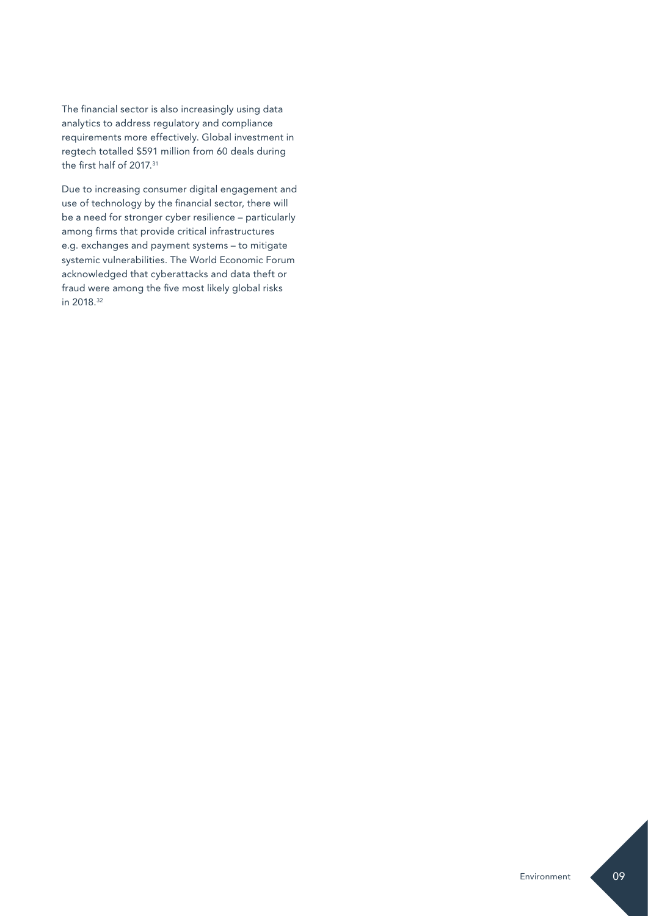The financial sector is also increasingly using data analytics to address regulatory and compliance requirements more effectively. Global investment in regtech totalled $591 million from 60 deals during the first half of 2017.[31]

Due to increasing consumer digital engagement and use of technology by the financial sector, there will be a need for stronger cyber resilience – particularly among firms that provide critical infrastructures e.g. exchanges and payment systems – to mitigate systemic vulnerabilities. The World Economic Forum acknowledged that cyberattacks and data theft or fraud were among the five most likely global risks in 2018.[32]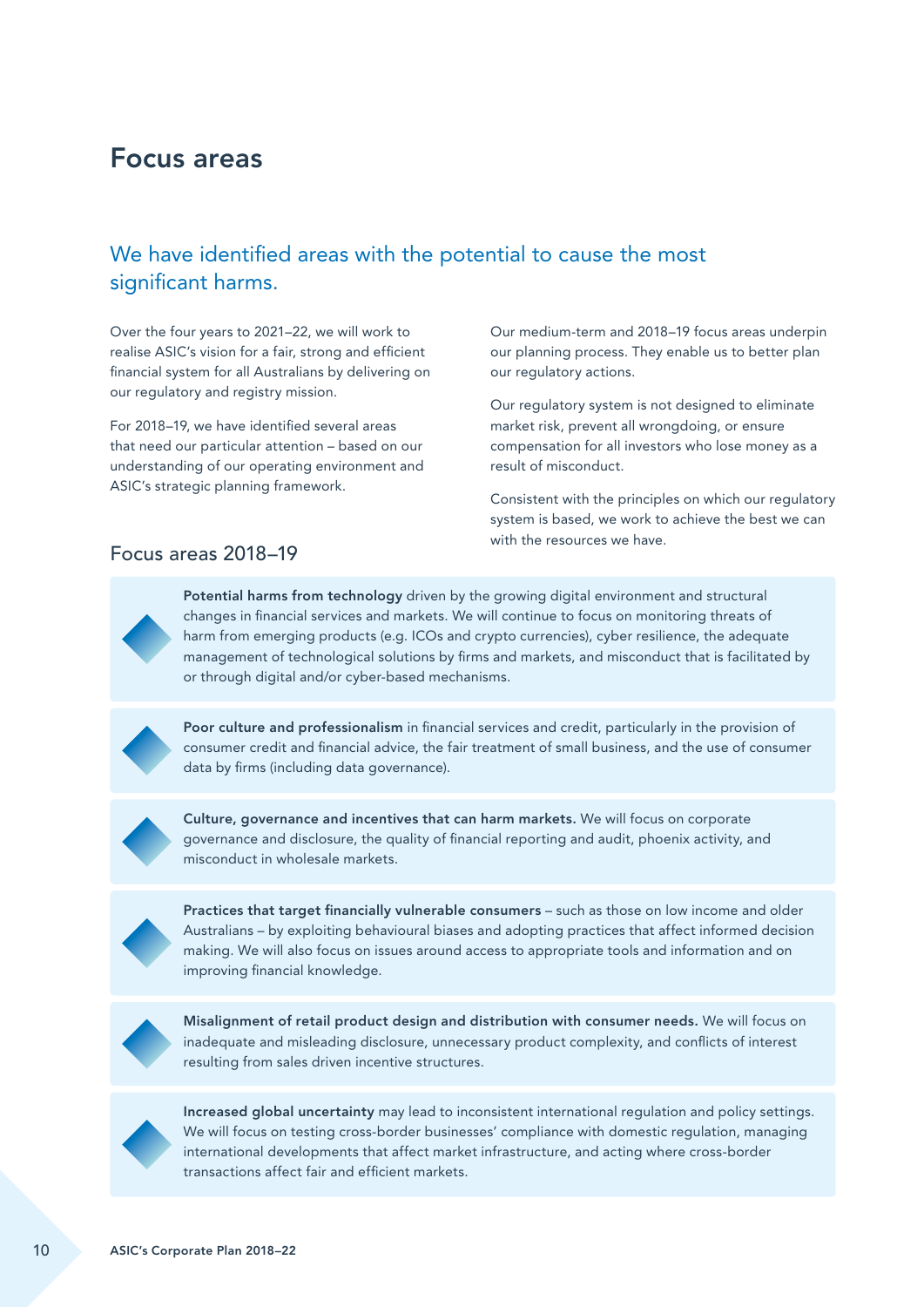# Focus areas

## We have identified areas with the potential to cause the most significant harms.

Over the four years to 2021–22, we will work to realise ASIC's vision for a fair, strong and efficient financial system for all Australians by delivering on our regulatory and registry mission.

For 2018–19, we have identified several areas that need our particular attention – based on our understanding of our operating environment and ASIC's strategic planning framework.

Our medium-term and 2018–19 focus areas underpin our planning process. They enable us to better plan our regulatory actions.

Our regulatory system is not designed to eliminate market risk, prevent all wrongdoing, or ensure compensation for all investors who lose money as a result of misconduct.

Consistent with the principles on which our regulatory system is based, we work to achieve the best we can with the resources we have.

### Focus areas 2018–19

- **Potential harms from technology** driven by the growing digital environment and structural changes in financial services and markets. We will continue to focus on monitoring threats of harm from emerging products (e.g. ICOs and crypto currencies), cyber resilience, the adequate management of technological solutions by firms and markets, and misconduct that is facilitated by or through digital and/or cyber-based mechanisms.

- **Poor culture and professionalism** in financial services and credit, particularly in the provision of consumer credit and financial advice, the fair treatment of small business, and the use of consumer data by firms (including data governance).

- **Culture, governance and incentives that can harm markets.** We will focus on corporate governance and disclosure, the quality of financial reporting and audit, phoenix activity, and misconduct in wholesale markets.

- **Practices that target financially vulnerable consumers** – such as those on low income and older Australians – by exploiting behavioural biases and adopting practices that affect informed decision making. We will also focus on issues around access to appropriate tools and information and on improving financial knowledge.

- **Misalignment of retail product design and distribution with consumer needs.** We will focus on inadequate and misleading disclosure, unnecessary product complexity, and conflicts of interest resulting from sales driven incentive structures.

- **Increased global uncertainty** may lead to inconsistent international regulation and policy settings. We will focus on testing cross-border businesses' compliance with domestic regulation, managing international developments that affect market infrastructure, and acting where cross-border transactions affect fair and efficient markets.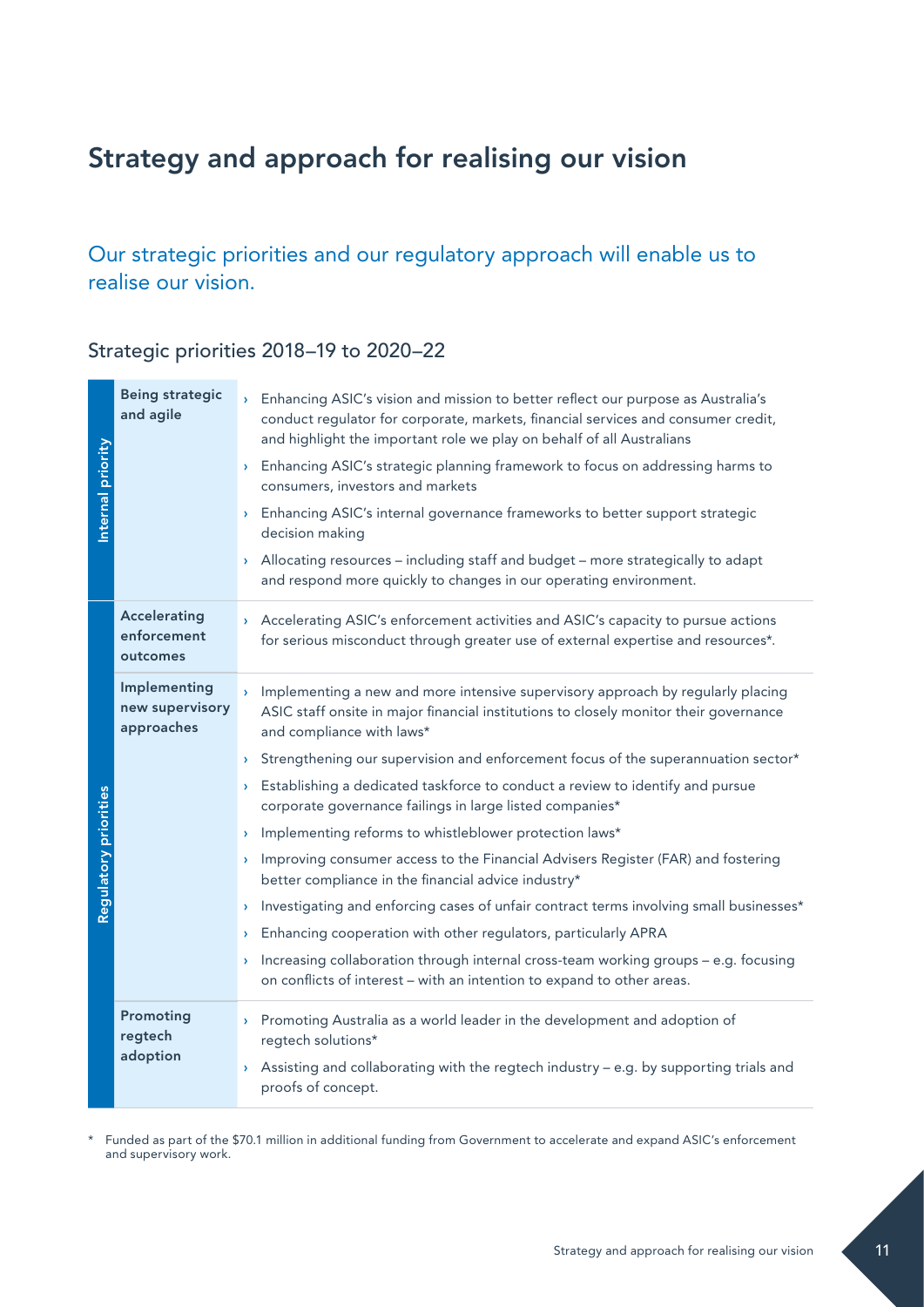# Strategy and approach for realising our vision

## Our strategic priorities and our regulatory approach will enable us to realise our vision.

### Strategic priorities 2018–19 to 2020–22

| | | |
|---|---|---|
| Internal priority | **Being strategic and agile** | › Enhancing ASIC's vision and mission to better reflect our purpose as Australia's conduct regulator for corporate, markets, financial services and consumer credit, and highlight the important role we play on behalf of all Australians<br>› Enhancing ASIC's strategic planning framework to focus on addressing harms to consumers, investors and markets<br>› Enhancing ASIC's internal governance frameworks to better support strategic decision making<br>› Allocating resources – including staff and budget – more strategically to adapt and respond more quickly to changes in our operating environment. |
| Regulatory priorities | **Accelerating enforcement outcomes** | › Accelerating ASIC's enforcement activities and ASIC's capacity to pursue actions for serious misconduct through greater use of external expertise and resources*. |
| | **Implementing new supervisory approaches** | › Implementing a new and more intensive supervisory approach by regularly placing ASIC staff onsite in major financial institutions to closely monitor their governance and compliance with laws*<br>› Strengthening our supervision and enforcement focus of the superannuation sector*<br>› Establishing a dedicated taskforce to conduct a review to identify and pursue corporate governance failings in large listed companies*<br>› Implementing reforms to whistleblower protection laws*<br>› Improving consumer access to the Financial Advisers Register (FAR) and fostering better compliance in the financial advice industry*<br>› Investigating and enforcing cases of unfair contract terms involving small businesses*<br>› Enhancing cooperation with other regulators, particularly APRA<br>› Increasing collaboration through internal cross-team working groups – e.g. focusing on conflicts of interest – with an intention to expand to other areas. |
| | **Promoting regtech adoption** | › Promoting Australia as a world leader in the development and adoption of regtech solutions*<br>› Assisting and collaborating with the regtech industry – e.g. by supporting trials and proofs of concept. |

\* Funded as part of the $70.1 million in additional funding from Government to accelerate and expand ASIC's enforcement and supervisory work.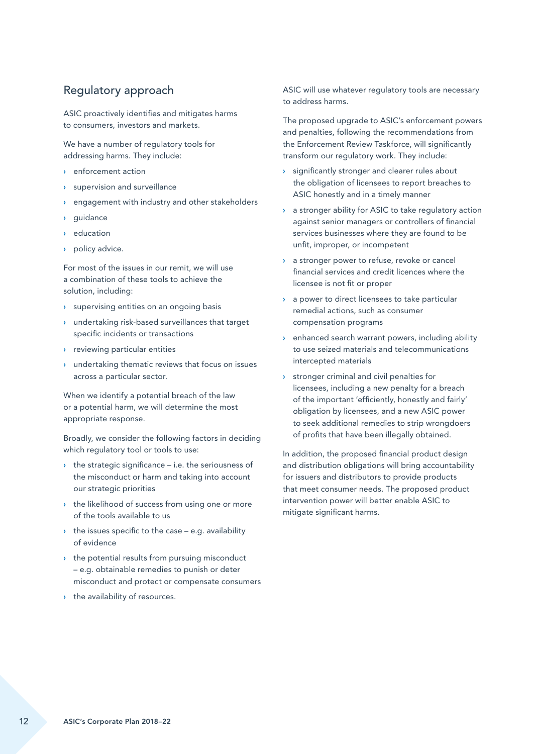## Regulatory approach

ASIC proactively identifies and mitigates harms to consumers, investors and markets.

We have a number of regulatory tools for addressing harms. They include:

- enforcement action
- supervision and surveillance
- engagement with industry and other stakeholders
- guidance
- education
- policy advice.

For most of the issues in our remit, we will use a combination of these tools to achieve the solution, including:

- supervising entities on an ongoing basis
- undertaking risk-based surveillances that target specific incidents or transactions
- reviewing particular entities
- undertaking thematic reviews that focus on issues across a particular sector.

When we identify a potential breach of the law or a potential harm, we will determine the most appropriate response.

Broadly, we consider the following factors in deciding which regulatory tool or tools to use:

- the strategic significance – i.e. the seriousness of the misconduct or harm and taking into account our strategic priorities
- the likelihood of success from using one or more of the tools available to us
- the issues specific to the case – e.g. availability of evidence
- the potential results from pursuing misconduct – e.g. obtainable remedies to punish or deter misconduct and protect or compensate consumers
- the availability of resources.

ASIC will use whatever regulatory tools are necessary to address harms.

The proposed upgrade to ASIC's enforcement powers and penalties, following the recommendations from the Enforcement Review Taskforce, will significantly transform our regulatory work. They include:

- significantly stronger and clearer rules about the obligation of licensees to report breaches to ASIC honestly and in a timely manner
- a stronger ability for ASIC to take regulatory action against senior managers or controllers of financial services businesses where they are found to be unfit, improper, or incompetent
- a stronger power to refuse, revoke or cancel financial services and credit licences where the licensee is not fit or proper
- a power to direct licensees to take particular remedial actions, such as consumer compensation programs
- enhanced search warrant powers, including ability to use seized materials and telecommunications intercepted materials
- stronger criminal and civil penalties for licensees, including a new penalty for a breach of the important 'efficiently, honestly and fairly' obligation by licensees, and a new ASIC power to seek additional remedies to strip wrongdoers of profits that have been illegally obtained.

In addition, the proposed financial product design and distribution obligations will bring accountability for issuers and distributors to provide products that meet consumer needs. The proposed product intervention power will better enable ASIC to mitigate significant harms.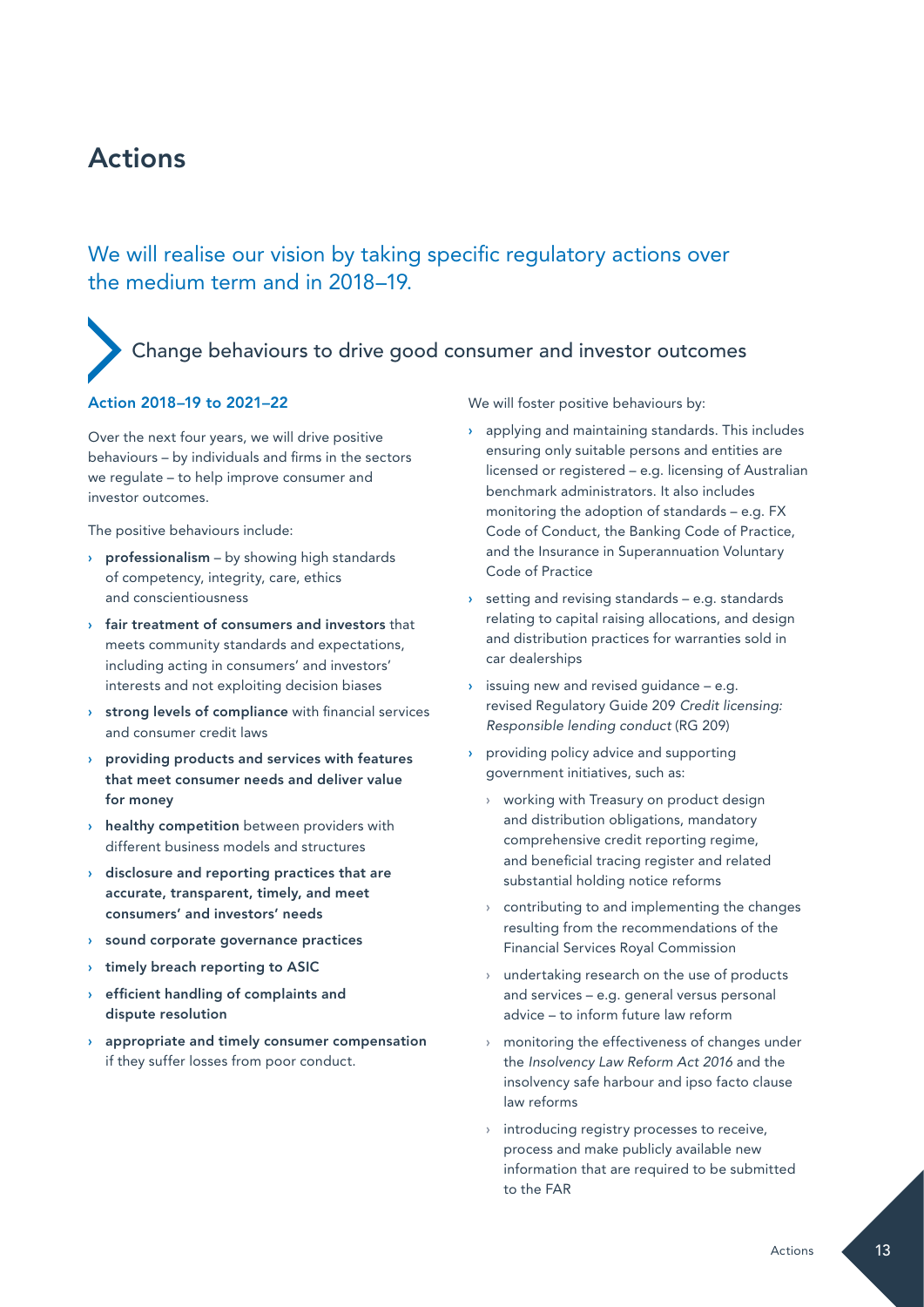# Actions

## We will realise our vision by taking specific regulatory actions over the medium term and in 2018–19.

### Change behaviours to drive good consumer and investor outcomes

#### Action 2018–19 to 2021–22

Over the next four years, we will drive positive behaviours – by individuals and firms in the sectors we regulate – to help improve consumer and investor outcomes.

The positive behaviours include:

- **professionalism** – by showing high standards of competency, integrity, care, ethics and conscientiousness
- **fair treatment of consumers and investors** that meets community standards and expectations, including acting in consumers' and investors' interests and not exploiting decision biases
- **strong levels of compliance** with financial services and consumer credit laws
- **providing products and services with features that meet consumer needs and deliver value for money**
- **healthy competition** between providers with different business models and structures
- **disclosure and reporting practices that are accurate, transparent, timely, and meet consumers' and investors' needs**
- **sound corporate governance practices**
- **timely breach reporting to ASIC**
- **efficient handling of complaints and dispute resolution**
- **appropriate and timely consumer compensation** if they suffer losses from poor conduct.

We will foster positive behaviours by:

- applying and maintaining standards. This includes ensuring only suitable persons and entities are licensed or registered – e.g. licensing of Australian benchmark administrators. It also includes monitoring the adoption of standards – e.g. FX Code of Conduct, the Banking Code of Practice, and the Insurance in Superannuation Voluntary Code of Practice
- setting and revising standards – e.g. standards relating to capital raising allocations, and design and distribution practices for warranties sold in car dealerships
- issuing new and revised guidance – e.g. revised Regulatory Guide 209 *Credit licensing: Responsible lending conduct* (RG 209)
- providing policy advice and supporting government initiatives, such as:
  - working with Treasury on product design and distribution obligations, mandatory comprehensive credit reporting regime, and beneficial tracing register and related substantial holding notice reforms
  - contributing to and implementing the changes resulting from the recommendations of the Financial Services Royal Commission
  - undertaking research on the use of products and services – e.g. general versus personal advice – to inform future law reform
  - monitoring the effectiveness of changes under the *Insolvency Law Reform Act 2016* and the insolvency safe harbour and ipso facto clause law reforms
  - introducing registry processes to receive, process and make publicly available new information that are required to be submitted to the FAR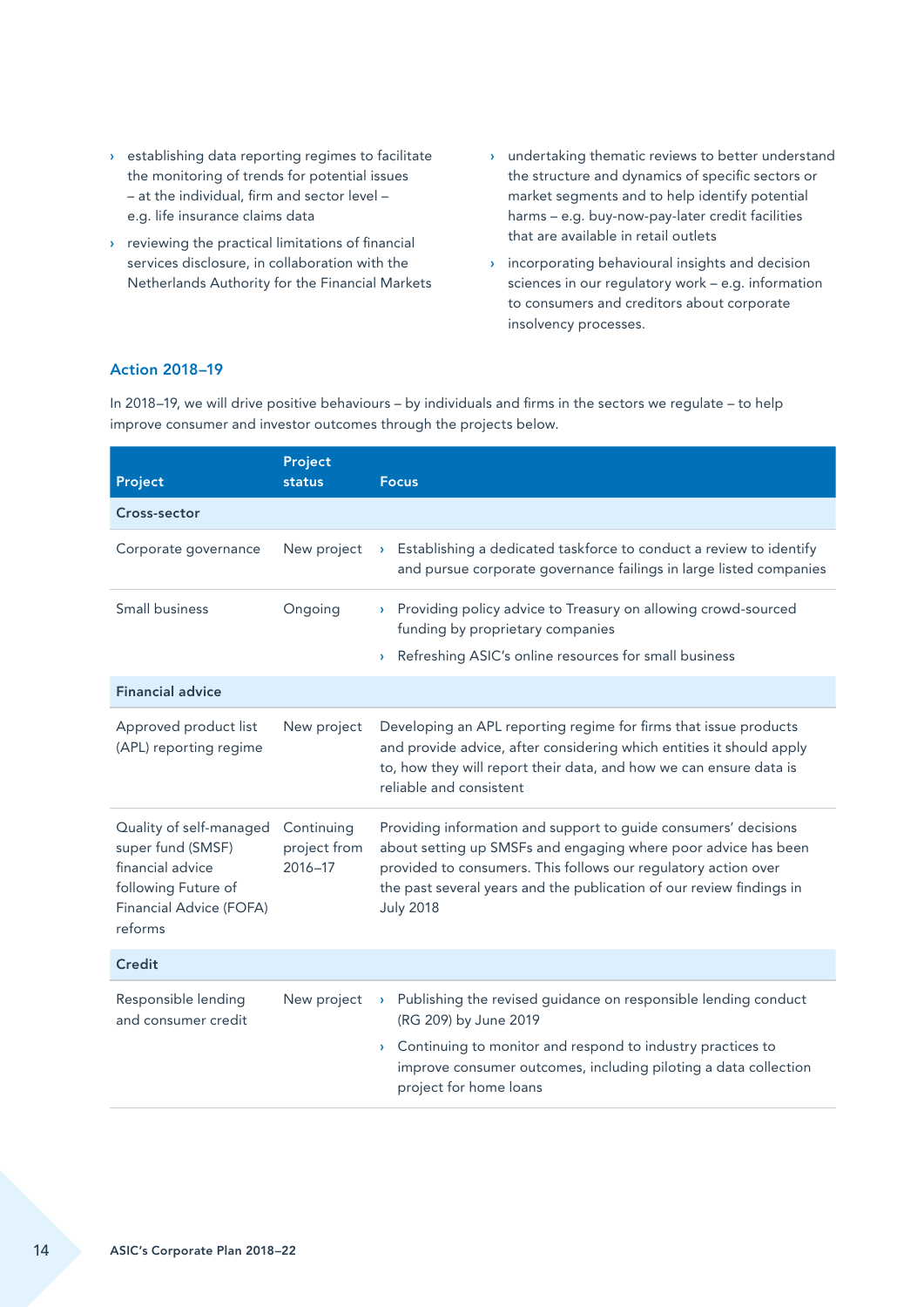- establishing data reporting regimes to facilitate the monitoring of trends for potential issues – at the individual, firm and sector level – e.g. life insurance claims data
- reviewing the practical limitations of financial services disclosure, in collaboration with the Netherlands Authority for the Financial Markets
- undertaking thematic reviews to better understand the structure and dynamics of specific sectors or market segments and to help identify potential harms – e.g. buy-now-pay-later credit facilities that are available in retail outlets
- incorporating behavioural insights and decision sciences in our regulatory work – e.g. information to consumers and creditors about corporate insolvency processes.

### Action 2018–19

In 2018–19, we will drive positive behaviours – by individuals and firms in the sectors we regulate – to help improve consumer and investor outcomes through the projects below.

| Project | Project status | Focus |
| --- | --- | --- |
| **Cross-sector** | | |
| Corporate governance | New project | › Establishing a dedicated taskforce to conduct a review to identify and pursue corporate governance failings in large listed companies |
| Small business | Ongoing | › Providing policy advice to Treasury on allowing crowd-sourced funding by proprietary companies<br>› Refreshing ASIC's online resources for small business |
| **Financial advice** | | |
| Approved product list (APL) reporting regime | New project | Developing an APL reporting regime for firms that issue products and provide advice, after considering which entities it should apply to, how they will report their data, and how we can ensure data is reliable and consistent |
| Quality of self-managed super fund (SMSF) financial advice following Future of Financial Advice (FOFA) reforms | Continuing project from 2016–17 | Providing information and support to guide consumers' decisions about setting up SMSFs and engaging where poor advice has been provided to consumers. This follows our regulatory action over the past several years and the publication of our review findings in July 2018 |
| **Credit** | | |
| Responsible lending and consumer credit | New project | › Publishing the revised guidance on responsible lending conduct (RG 209) by June 2019<br>› Continuing to monitor and respond to industry practices to improve consumer outcomes, including piloting a data collection project for home loans |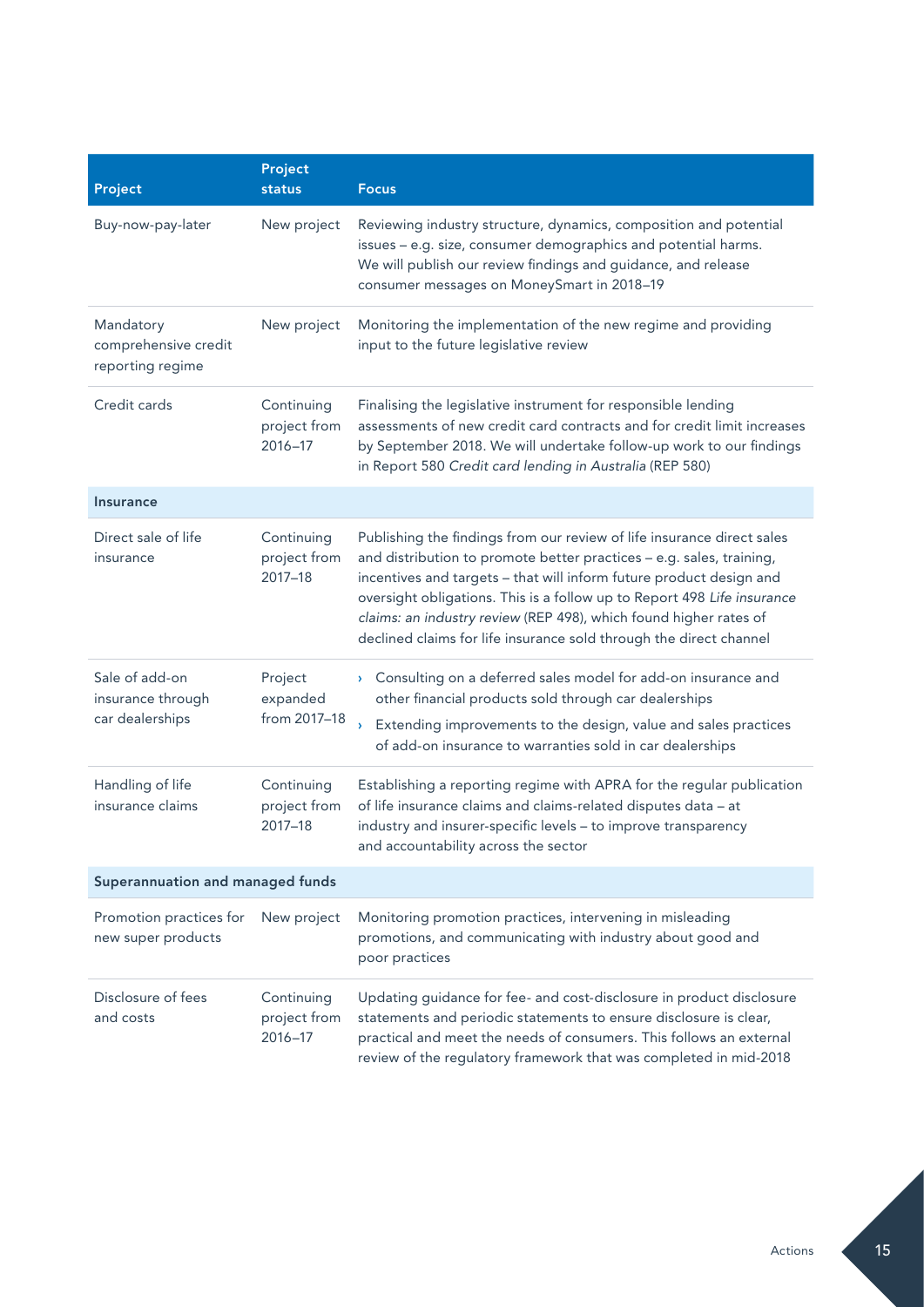| Project | Project status | Focus |
|---|---|---|
| Buy-now-pay-later | New project | Reviewing industry structure, dynamics, composition and potential issues – e.g. size, consumer demographics and potential harms. We will publish our review findings and guidance, and release consumer messages on MoneySmart in 2018–19 |
| Mandatory comprehensive credit reporting regime | New project | Monitoring the implementation of the new regime and providing input to the future legislative review |
| Credit cards | Continuing project from 2016–17 | Finalising the legislative instrument for responsible lending assessments of new credit card contracts and for credit limit increases by September 2018. We will undertake follow-up work to our findings in Report 580 *Credit card lending in Australia* (REP 580) |
| **Insurance** | | |
| Direct sale of life insurance | Continuing project from 2017–18 | Publishing the findings from our review of life insurance direct sales and distribution to promote better practices – e.g. sales, training, incentives and targets – that will inform future product design and oversight obligations. This is a follow up to Report 498 *Life insurance claims: an industry review* (REP 498), which found higher rates of declined claims for life insurance sold through the direct channel |
| Sale of add-on insurance through car dealerships | Project expanded from 2017–18 | › Consulting on a deferred sales model for add-on insurance and other financial products sold through car dealerships<br>› Extending improvements to the design, value and sales practices of add-on insurance to warranties sold in car dealerships |
| Handling of life insurance claims | Continuing project from 2017–18 | Establishing a reporting regime with APRA for the regular publication of life insurance claims and claims-related disputes data – at industry and insurer-specific levels – to improve transparency and accountability across the sector |
| **Superannuation and managed funds** | | |
| Promotion practices for new super products | New project | Monitoring promotion practices, intervening in misleading promotions, and communicating with industry about good and poor practices |
| Disclosure of fees and costs | Continuing project from 2016–17 | Updating guidance for fee- and cost-disclosure in product disclosure statements and periodic statements to ensure disclosure is clear, practical and meet the needs of consumers. This follows an external review of the regulatory framework that was completed in mid-2018 |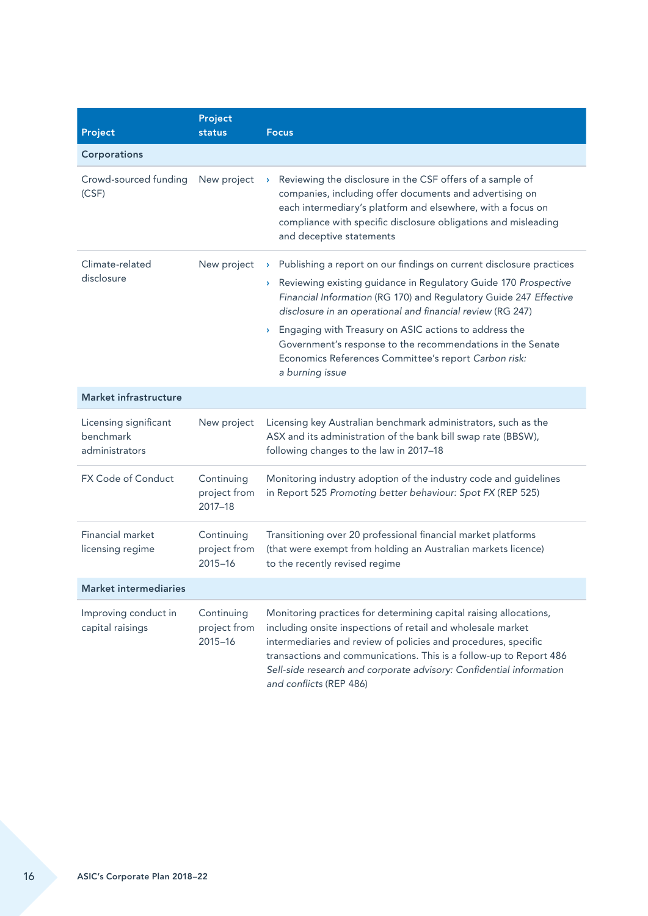| Project | Project status | Focus |
|---|---|---|
| **Corporations** | | |
| Crowd-sourced funding (CSF) | New project | › Reviewing the disclosure in the CSF offers of a sample of companies, including offer documents and advertising on each intermediary's platform and elsewhere, with a focus on compliance with specific disclosure obligations and misleading and deceptive statements |
| Climate-related disclosure | New project | › Publishing a report on our findings on current disclosure practices<br>› Reviewing existing guidance in Regulatory Guide 170 *Prospective Financial Information* (RG 170) and Regulatory Guide 247 *Effective disclosure in an operational and financial review* (RG 247)<br>› Engaging with Treasury on ASIC actions to address the Government's response to the recommendations in the Senate Economics References Committee's report *Carbon risk: a burning issue* |
| **Market infrastructure** | | |
| Licensing significant benchmark administrators | New project | Licensing key Australian benchmark administrators, such as the ASX and its administration of the bank bill swap rate (BBSW), following changes to the law in 2017–18 |
| FX Code of Conduct | Continuing project from 2017–18 | Monitoring industry adoption of the industry code and guidelines in Report 525 *Promoting better behaviour: Spot FX* (REP 525) |
| Financial market licensing regime | Continuing project from 2015–16 | Transitioning over 20 professional financial market platforms (that were exempt from holding an Australian markets licence) to the recently revised regime |
| **Market intermediaries** | | |
| Improving conduct in capital raisings | Continuing project from 2015–16 | Monitoring practices for determining capital raising allocations, including onsite inspections of retail and wholesale market intermediaries and review of policies and procedures, specific transactions and communications. This is a follow-up to Report 486 *Sell-side research and corporate advisory: Confidential information and conflicts* (REP 486) |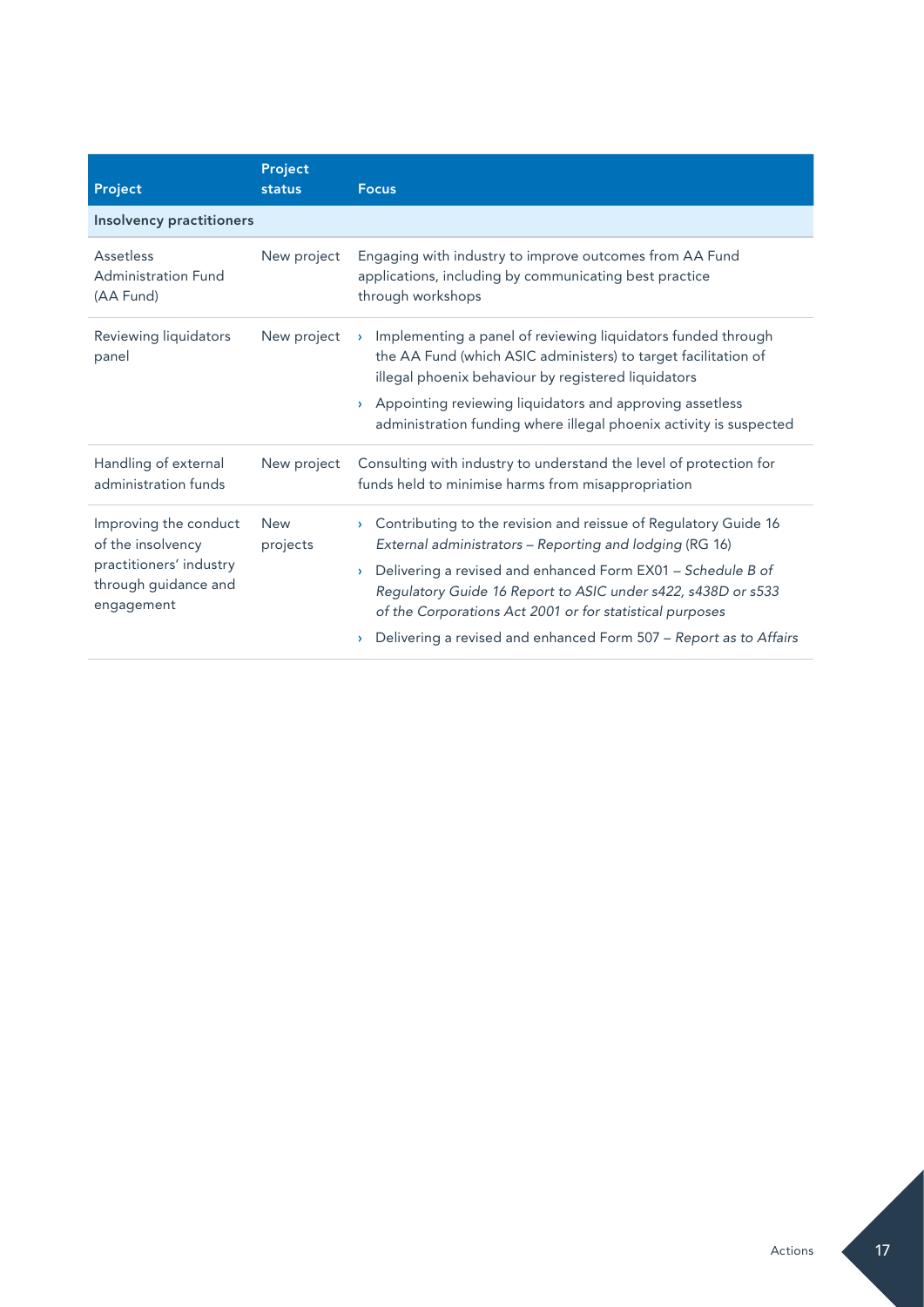| Project | Project status | Focus |
|---|---|---|
| **Insolvency practitioners** | | |
| Assetless Administration Fund (AA Fund) | New project | Engaging with industry to improve outcomes from AA Fund applications, including by communicating best practice through workshops |
| Reviewing liquidators panel | New project | › Implementing a panel of reviewing liquidators funded through the AA Fund (which ASIC administers) to target facilitation of illegal phoenix behaviour by registered liquidators<br>› Appointing reviewing liquidators and approving assetless administration funding where illegal phoenix activity is suspected |
| Handling of external administration funds | New project | Consulting with industry to understand the level of protection for funds held to minimise harms from misappropriation |
| Improving the conduct of the insolvency practitioners' industry through guidance and engagement | New projects | › Contributing to the revision and reissue of Regulatory Guide 16 *External administrators – Reporting and lodging* (RG 16)<br>› Delivering a revised and enhanced Form EX01 – *Schedule B of Regulatory Guide 16 Report to ASIC under s422, s438D or s533 of the Corporations Act 2001 or for statistical purposes*<br>› Delivering a revised and enhanced Form 507 – *Report as to Affairs* |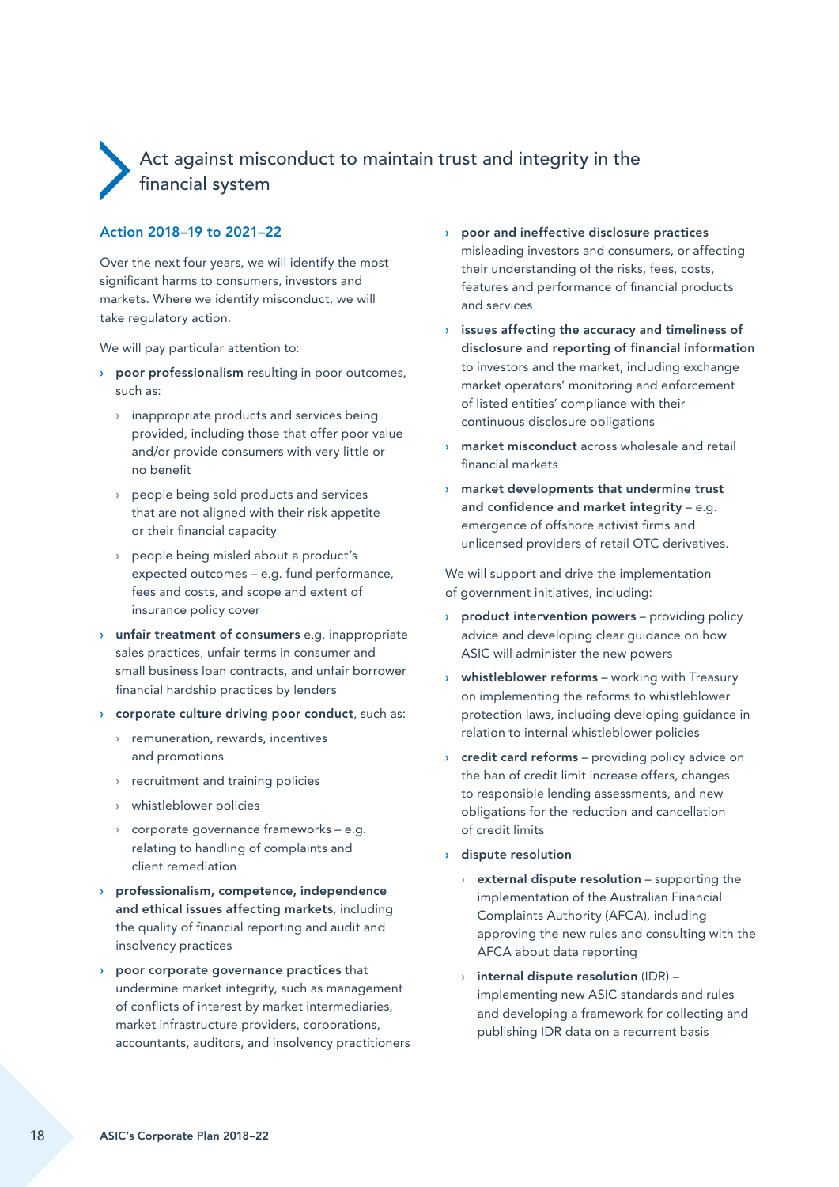## Act against misconduct to maintain trust and integrity in the financial system

### Action 2018–19 to 2021–22

Over the next four years, we will identify the most significant harms to consumers, investors and markets. Where we identify misconduct, we will take regulatory action.

We will pay particular attention to:

- **poor professionalism** resulting in poor outcomes, such as:
  - inappropriate products and services being provided, including those that offer poor value and/or provide consumers with very little or no benefit
  - people being sold products and services that are not aligned with their risk appetite or their financial capacity
  - people being misled about a product's expected outcomes – e.g. fund performance, fees and costs, and scope and extent of insurance policy cover
- **unfair treatment of consumers** e.g. inappropriate sales practices, unfair terms in consumer and small business loan contracts, and unfair borrower financial hardship practices by lenders
- **corporate culture driving poor conduct**, such as:
  - remuneration, rewards, incentives and promotions
  - recruitment and training policies
  - whistleblower policies
  - corporate governance frameworks – e.g. relating to handling of complaints and client remediation
- **professionalism, competence, independence and ethical issues affecting markets**, including the quality of financial reporting and audit and insolvency practices
- **poor corporate governance practices** that undermine market integrity, such as management of conflicts of interest by market intermediaries, market infrastructure providers, corporations, accountants, auditors, and insolvency practitioners
- **poor and ineffective disclosure practices** misleading investors and consumers, or affecting their understanding of the risks, fees, costs, features and performance of financial products and services
- **issues affecting the accuracy and timeliness of disclosure and reporting of financial information** to investors and the market, including exchange market operators' monitoring and enforcement of listed entities' compliance with their continuous disclosure obligations
- **market misconduct** across wholesale and retail financial markets
- **market developments that undermine trust and confidence and market integrity** – e.g. emergence of offshore activist firms and unlicensed providers of retail OTC derivatives.

We will support and drive the implementation of government initiatives, including:

- **product intervention powers** – providing policy advice and developing clear guidance on how ASIC will administer the new powers
- **whistleblower reforms** – working with Treasury on implementing the reforms to whistleblower protection laws, including developing guidance in relation to internal whistleblower policies
- **credit card reforms** – providing policy advice on the ban of credit limit increase offers, changes to responsible lending assessments, and new obligations for the reduction and cancellation of credit limits
- **dispute resolution**
  - **external dispute resolution** – supporting the implementation of the Australian Financial Complaints Authority (AFCA), including approving the new rules and consulting with the AFCA about data reporting
  - **internal dispute resolution** (IDR) – implementing new ASIC standards and rules and developing a framework for collecting and publishing IDR data on a recurrent basis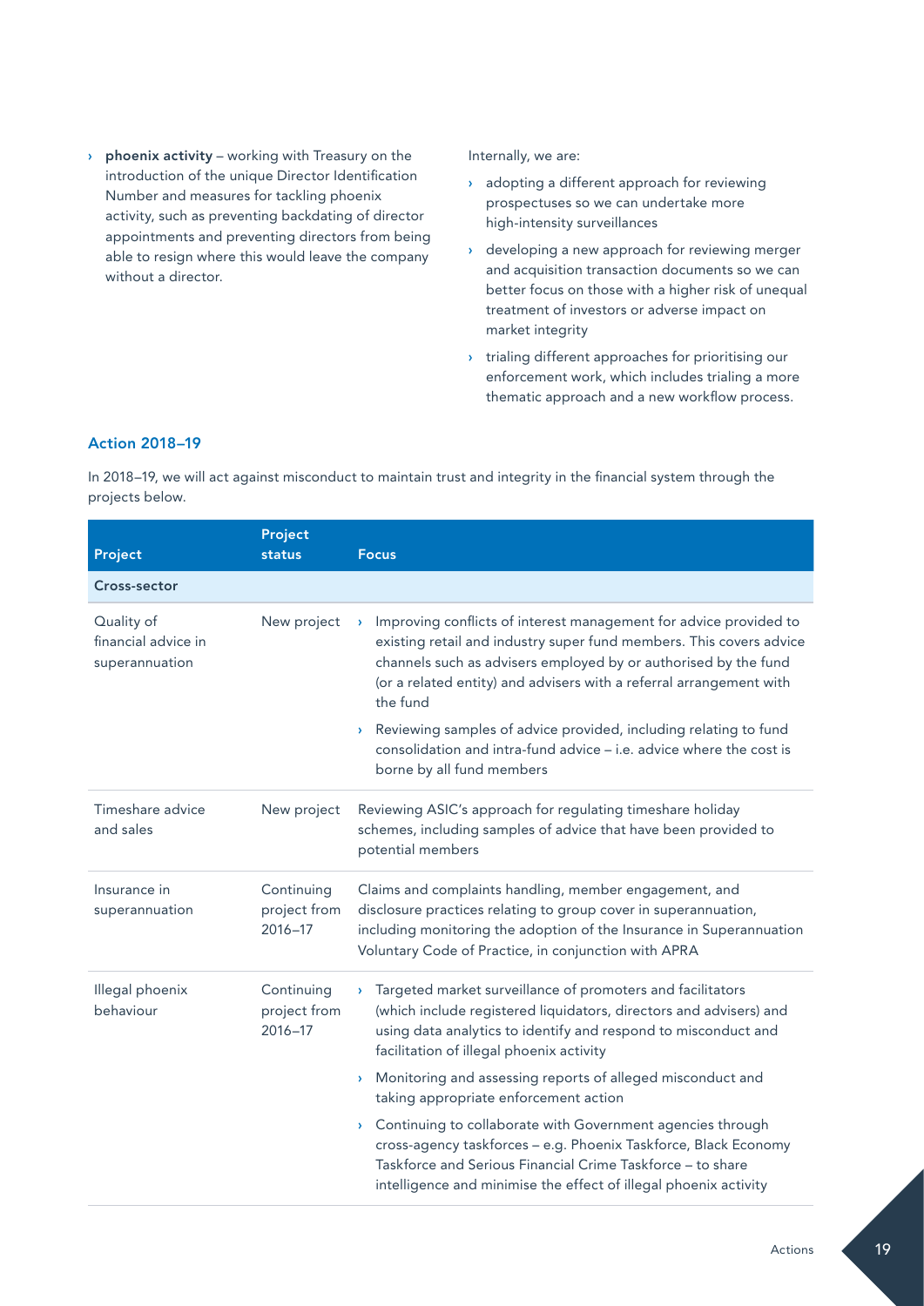- **phoenix activity** – working with Treasury on the introduction of the unique Director Identification Number and measures for tackling phoenix activity, such as preventing backdating of director appointments and preventing directors from being able to resign where this would leave the company without a director.

Internally, we are:

- adopting a different approach for reviewing prospectuses so we can undertake more high-intensity surveillances
- developing a new approach for reviewing merger and acquisition transaction documents so we can better focus on those with a higher risk of unequal treatment of investors or adverse impact on market integrity
- trialing different approaches for prioritising our enforcement work, which includes trialing a more thematic approach and a new workflow process.

### Action 2018–19

In 2018–19, we will act against misconduct to maintain trust and integrity in the financial system through the projects below.

| Project | Project status | Focus |
|---|---|---|
| **Cross-sector** | | |
| Quality of financial advice in superannuation | New project | › Improving conflicts of interest management for advice provided to existing retail and industry super fund members. This covers advice channels such as advisers employed by or authorised by the fund (or a related entity) and advisers with a referral arrangement with the fund<br>› Reviewing samples of advice provided, including relating to fund consolidation and intra-fund advice – i.e. advice where the cost is borne by all fund members |
| Timeshare advice and sales | New project | Reviewing ASIC's approach for regulating timeshare holiday schemes, including samples of advice that have been provided to potential members |
| Insurance in superannuation | Continuing project from 2016–17 | Claims and complaints handling, member engagement, and disclosure practices relating to group cover in superannuation, including monitoring the adoption of the Insurance in Superannuation Voluntary Code of Practice, in conjunction with APRA |
| Illegal phoenix behaviour | Continuing project from 2016–17 | › Targeted market surveillance of promoters and facilitators (which include registered liquidators, directors and advisers) and using data analytics to identify and respond to misconduct and facilitation of illegal phoenix activity<br>› Monitoring and assessing reports of alleged misconduct and taking appropriate enforcement action<br>› Continuing to collaborate with Government agencies through cross-agency taskforces – e.g. Phoenix Taskforce, Black Economy Taskforce and Serious Financial Crime Taskforce – to share intelligence and minimise the effect of illegal phoenix activity |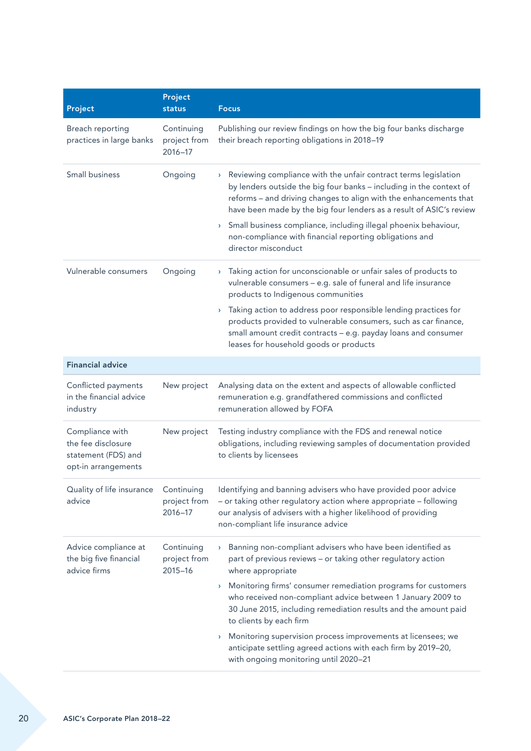| Project | Project status | Focus |
| --- | --- | --- |
| Breach reporting practices in large banks | Continuing project from 2016–17 | Publishing our review findings on how the big four banks discharge their breach reporting obligations in 2018–19 |
| Small business | Ongoing | › Reviewing compliance with the unfair contract terms legislation by lenders outside the big four banks – including in the context of reforms – and driving changes to align with the enhancements that have been made by the big four lenders as a result of ASIC's review<br>› Small business compliance, including illegal phoenix behaviour, non-compliance with financial reporting obligations and director misconduct |
| Vulnerable consumers | Ongoing | › Taking action for unconscionable or unfair sales of products to vulnerable consumers – e.g. sale of funeral and life insurance products to Indigenous communities<br>› Taking action to address poor responsible lending practices for products provided to vulnerable consumers, such as car finance, small amount credit contracts – e.g. payday loans and consumer leases for household goods or products |
| **Financial advice** | | |
| Conflicted payments in the financial advice industry | New project | Analysing data on the extent and aspects of allowable conflicted remuneration e.g. grandfathered commissions and conflicted remuneration allowed by FOFA |
| Compliance with the fee disclosure statement (FDS) and opt-in arrangements | New project | Testing industry compliance with the FDS and renewal notice obligations, including reviewing samples of documentation provided to clients by licensees |
| Quality of life insurance advice | Continuing project from 2016–17 | Identifying and banning advisers who have provided poor advice – or taking other regulatory action where appropriate – following our analysis of advisers with a higher likelihood of providing non-compliant life insurance advice |
| Advice compliance at the big five financial advice firms | Continuing project from 2015–16 | › Banning non-compliant advisers who have been identified as part of previous reviews – or taking other regulatory action where appropriate<br>› Monitoring firms' consumer remediation programs for customers who received non-compliant advice between 1 January 2009 to 30 June 2015, including remediation results and the amount paid to clients by each firm<br>› Monitoring supervision process improvements at licensees; we anticipate settling agreed actions with each firm by 2019–20, with ongoing monitoring until 2020–21 |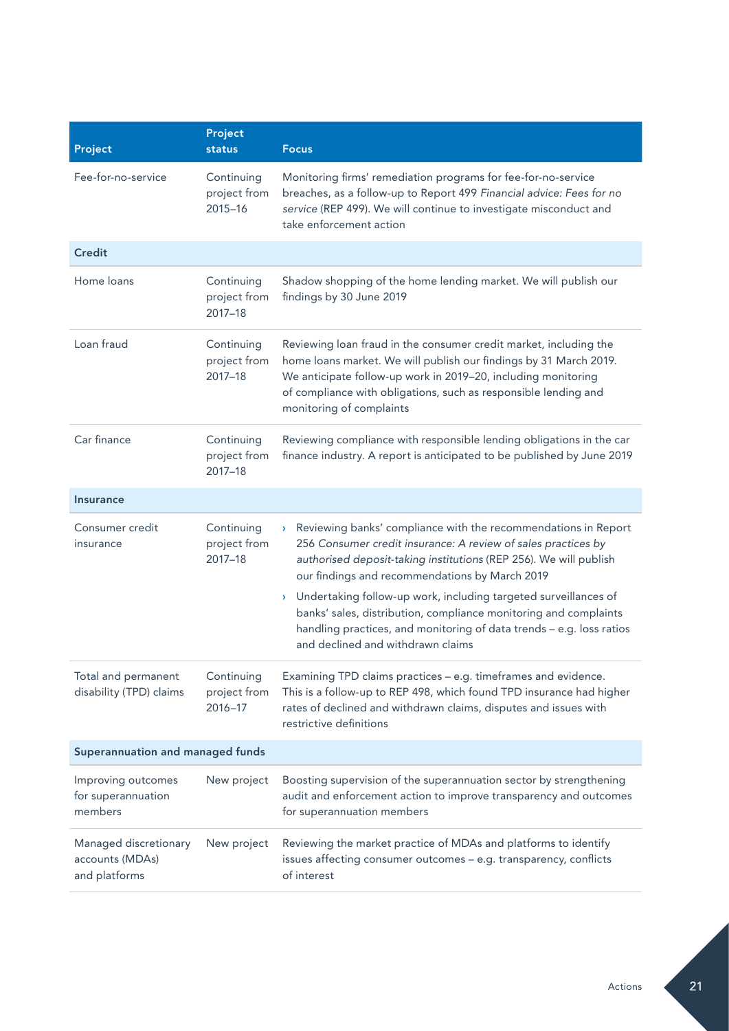| Project | Project status | Focus |
|---|---|---|
| Fee-for-no-service | Continuing project from 2015–16 | Monitoring firms' remediation programs for fee-for-no-service breaches, as a follow-up to Report 499 *Financial advice: Fees for no service* (REP 499). We will continue to investigate misconduct and take enforcement action |
| **Credit** | | |
| Home loans | Continuing project from 2017–18 | Shadow shopping of the home lending market. We will publish our findings by 30 June 2019 |
| Loan fraud | Continuing project from 2017–18 | Reviewing loan fraud in the consumer credit market, including the home loans market. We will publish our findings by 31 March 2019. We anticipate follow-up work in 2019–20, including monitoring of compliance with obligations, such as responsible lending and monitoring of complaints |
| Car finance | Continuing project from 2017–18 | Reviewing compliance with responsible lending obligations in the car finance industry. A report is anticipated to be published by June 2019 |
| **Insurance** | | |
| Consumer credit insurance | Continuing project from 2017–18 | › Reviewing banks' compliance with the recommendations in Report 256 *Consumer credit insurance: A review of sales practices by authorised deposit-taking institutions* (REP 256). We will publish our findings and recommendations by March 2019<br>› Undertaking follow-up work, including targeted surveillances of banks' sales, distribution, compliance monitoring and complaints handling practices, and monitoring of data trends – e.g. loss ratios and declined and withdrawn claims |
| Total and permanent disability (TPD) claims | Continuing project from 2016–17 | Examining TPD claims practices – e.g. timeframes and evidence. This is a follow-up to REP 498, which found TPD insurance had higher rates of declined and withdrawn claims, disputes and issues with restrictive definitions |
| **Superannuation and managed funds** | | |
| Improving outcomes for superannuation members | New project | Boosting supervision of the superannuation sector by strengthening audit and enforcement action to improve transparency and outcomes for superannuation members |
| Managed discretionary accounts (MDAs) and platforms | New project | Reviewing the market practice of MDAs and platforms to identify issues affecting consumer outcomes – e.g. transparency, conflicts of interest |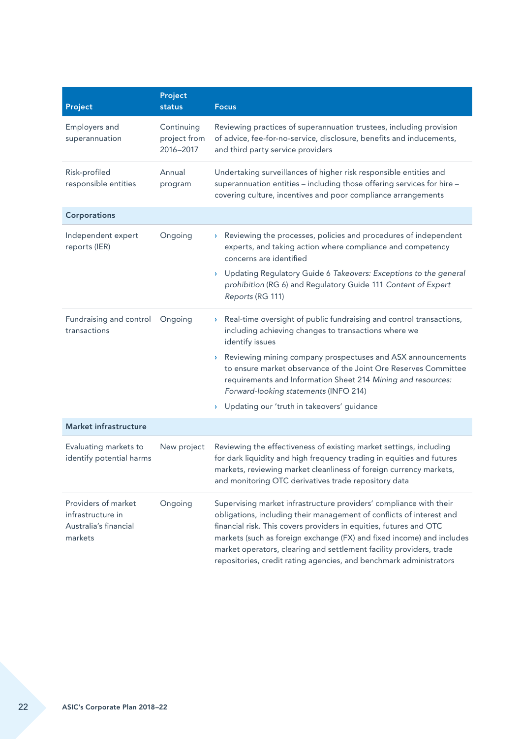| Project | Project status | Focus |
|---|---|---|
| Employers and superannuation | Continuing project from 2016–2017 | Reviewing practices of superannuation trustees, including provision of advice, fee-for-no-service, disclosure, benefits and inducements, and third party service providers |
| Risk-profiled responsible entities | Annual program | Undertaking surveillances of higher risk responsible entities and superannuation entities – including those offering services for hire – covering culture, incentives and poor compliance arrangements |
| **Corporations** | | |
| Independent expert reports (IER) | Ongoing | › Reviewing the processes, policies and procedures of independent experts, and taking action where compliance and competency concerns are identified<br>› Updating Regulatory Guide 6 *Takeovers: Exceptions to the general prohibition* (RG 6) and Regulatory Guide 111 *Content of Expert Reports* (RG 111) |
| Fundraising and control transactions | Ongoing | › Real-time oversight of public fundraising and control transactions, including achieving changes to transactions where we identify issues<br>› Reviewing mining company prospectuses and ASX announcements to ensure market observance of the Joint Ore Reserves Committee requirements and Information Sheet 214 *Mining and resources: Forward-looking statements* (INFO 214)<br>› Updating our 'truth in takeovers' guidance |
| **Market infrastructure** | | |
| Evaluating markets to identify potential harms | New project | Reviewing the effectiveness of existing market settings, including for dark liquidity and high frequency trading in equities and futures markets, reviewing market cleanliness of foreign currency markets, and monitoring OTC derivatives trade repository data |
| Providers of market infrastructure in Australia's financial markets | Ongoing | Supervising market infrastructure providers' compliance with their obligations, including their management of conflicts of interest and financial risk. This covers providers in equities, futures and OTC markets (such as foreign exchange (FX) and fixed income) and includes market operators, clearing and settlement facility providers, trade repositories, credit rating agencies, and benchmark administrators |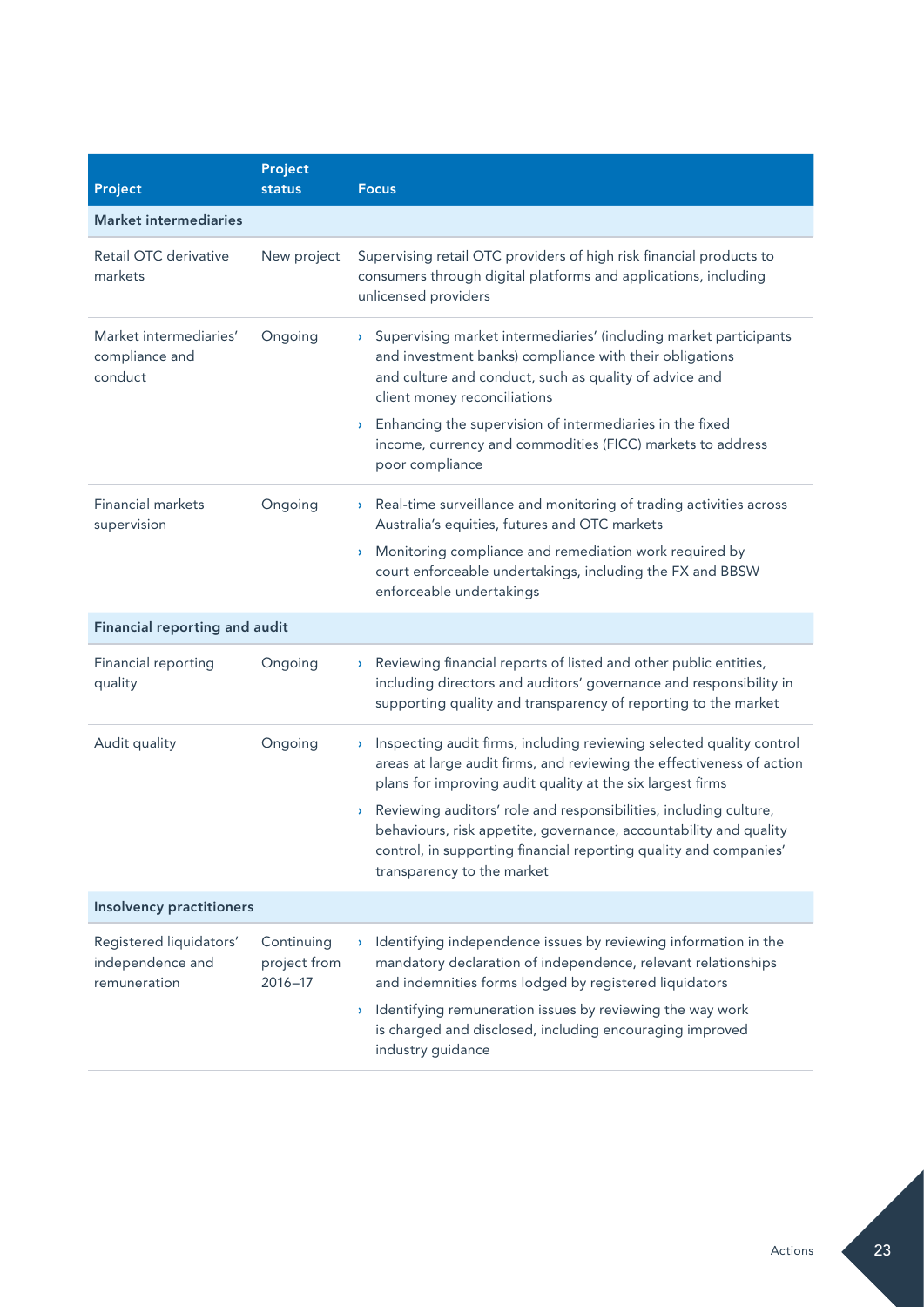| Project | Project status | Focus |
| --- | --- | --- |
| **Market intermediaries** | | |
| Retail OTC derivative markets | New project | Supervising retail OTC providers of high risk financial products to consumers through digital platforms and applications, including unlicensed providers |
| Market intermediaries' compliance and conduct | Ongoing | › Supervising market intermediaries' (including market participants and investment banks) compliance with their obligations and culture and conduct, such as quality of advice and client money reconciliations<br>› Enhancing the supervision of intermediaries in the fixed income, currency and commodities (FICC) markets to address poor compliance |
| Financial markets supervision | Ongoing | › Real-time surveillance and monitoring of trading activities across Australia's equities, futures and OTC markets<br>› Monitoring compliance and remediation work required by court enforceable undertakings, including the FX and BBSW enforceable undertakings |
| **Financial reporting and audit** | | |
| Financial reporting quality | Ongoing | › Reviewing financial reports of listed and other public entities, including directors and auditors' governance and responsibility in supporting quality and transparency of reporting to the market |
| Audit quality | Ongoing | › Inspecting audit firms, including reviewing selected quality control areas at large audit firms, and reviewing the effectiveness of action plans for improving audit quality at the six largest firms<br>› Reviewing auditors' role and responsibilities, including culture, behaviours, risk appetite, governance, accountability and quality control, in supporting financial reporting quality and companies' transparency to the market |
| **Insolvency practitioners** | | |
| Registered liquidators' independence and remuneration | Continuing project from 2016–17 | › Identifying independence issues by reviewing information in the mandatory declaration of independence, relevant relationships and indemnities forms lodged by registered liquidators<br>› Identifying remuneration issues by reviewing the way work is charged and disclosed, including encouraging improved industry guidance |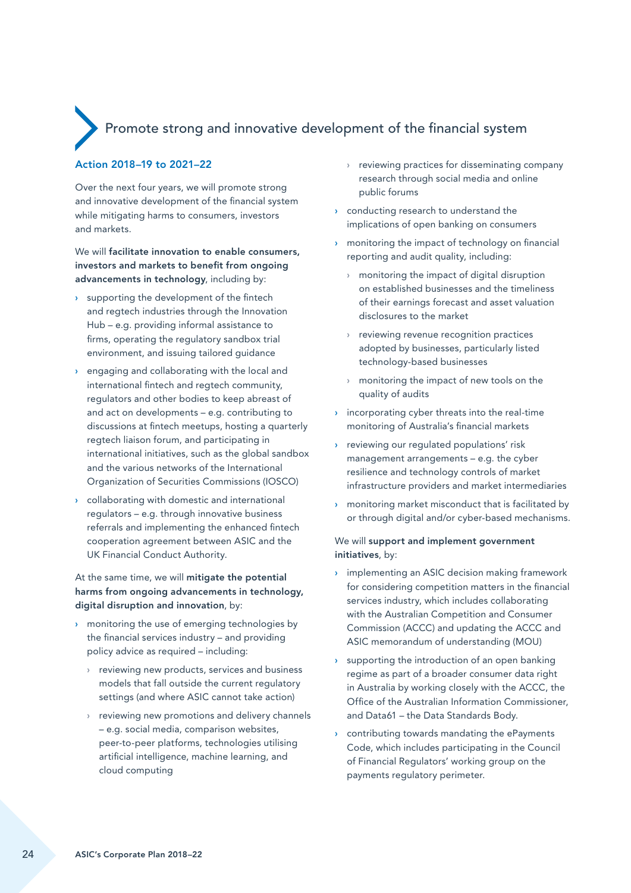## Promote strong and innovative development of the financial system

### Action 2018–19 to 2021–22

Over the next four years, we will promote strong and innovative development of the financial system while mitigating harms to consumers, investors and markets.

We will **facilitate innovation to enable consumers, investors and markets to benefit from ongoing advancements in technology**, including by:

- supporting the development of the fintech and regtech industries through the Innovation Hub – e.g. providing informal assistance to firms, operating the regulatory sandbox trial environment, and issuing tailored guidance
- engaging and collaborating with the local and international fintech and regtech community, regulators and other bodies to keep abreast of and act on developments – e.g. contributing to discussions at fintech meetups, hosting a quarterly regtech liaison forum, and participating in international initiatives, such as the global sandbox and the various networks of the International Organization of Securities Commissions (IOSCO)
- collaborating with domestic and international regulators – e.g. through innovative business referrals and implementing the enhanced fintech cooperation agreement between ASIC and the UK Financial Conduct Authority.

At the same time, we will **mitigate the potential harms from ongoing advancements in technology, digital disruption and innovation**, by:

- monitoring the use of emerging technologies by the financial services industry – and providing policy advice as required – including:
  - reviewing new products, services and business models that fall outside the current regulatory settings (and where ASIC cannot take action)
  - reviewing new promotions and delivery channels – e.g. social media, comparison websites, peer-to-peer platforms, technologies utilising artificial intelligence, machine learning, and cloud computing
  - reviewing practices for disseminating company research through social media and online public forums
- conducting research to understand the implications of open banking on consumers
- monitoring the impact of technology on financial reporting and audit quality, including:
  - monitoring the impact of digital disruption on established businesses and the timeliness of their earnings forecast and asset valuation disclosures to the market
  - reviewing revenue recognition practices adopted by businesses, particularly listed technology-based businesses
  - monitoring the impact of new tools on the quality of audits
- incorporating cyber threats into the real-time monitoring of Australia's financial markets
- reviewing our regulated populations' risk management arrangements – e.g. the cyber resilience and technology controls of market infrastructure providers and market intermediaries
- monitoring market misconduct that is facilitated by or through digital and/or cyber-based mechanisms.

We will **support and implement government initiatives**, by:

- implementing an ASIC decision making framework for considering competition matters in the financial services industry, which includes collaborating with the Australian Competition and Consumer Commission (ACCC) and updating the ACCC and ASIC memorandum of understanding (MOU)
- supporting the introduction of an open banking regime as part of a broader consumer data right in Australia by working closely with the ACCC, the Office of the Australian Information Commissioner, and Data61 – the Data Standards Body.
- contributing towards mandating the ePayments Code, which includes participating in the Council of Financial Regulators' working group on the payments regulatory perimeter.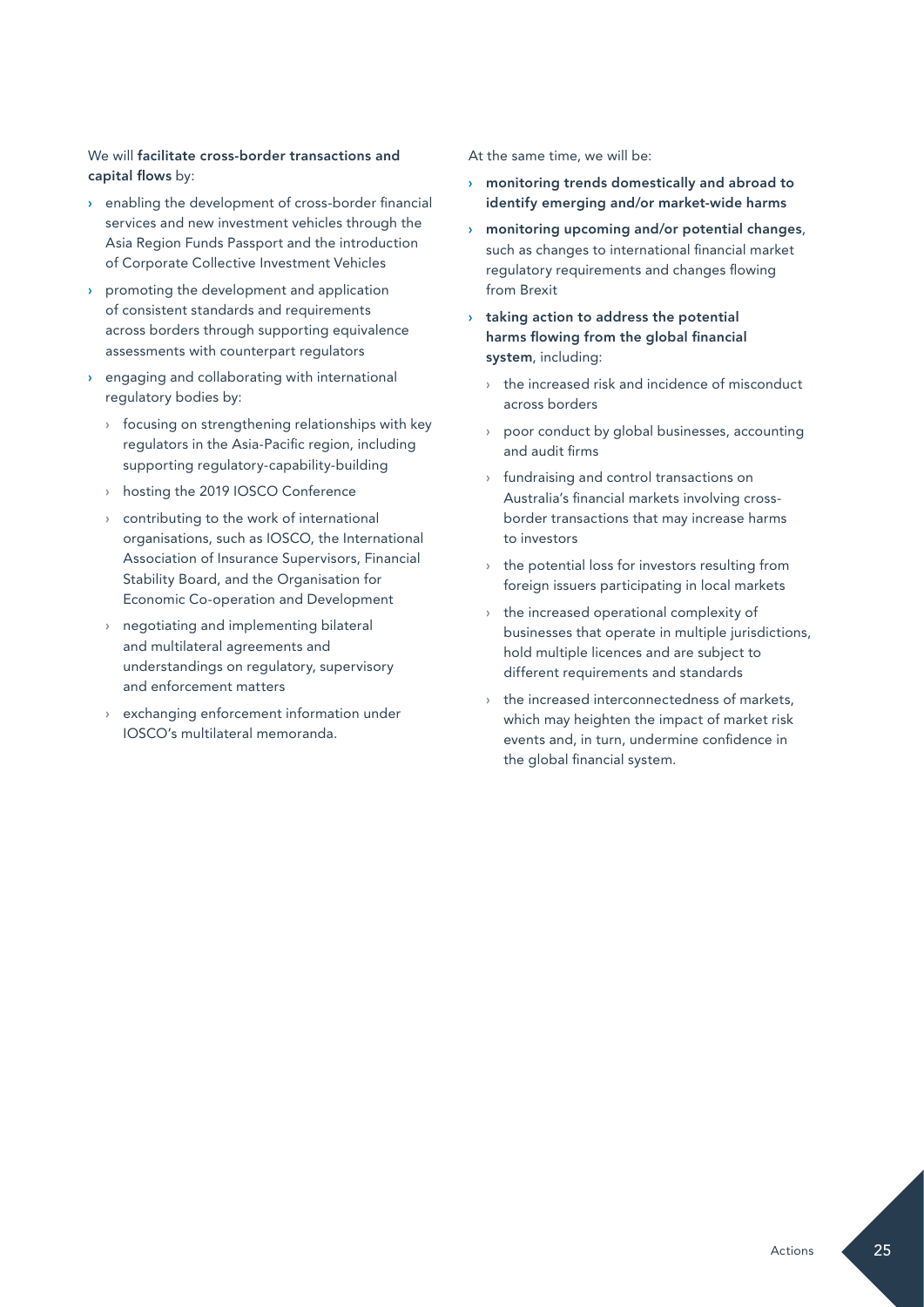We will **facilitate cross-border transactions and capital flows** by:

- enabling the development of cross-border financial services and new investment vehicles through the Asia Region Funds Passport and the introduction of Corporate Collective Investment Vehicles
- promoting the development and application of consistent standards and requirements across borders through supporting equivalence assessments with counterpart regulators
- engaging and collaborating with international regulatory bodies by:
  - focusing on strengthening relationships with key regulators in the Asia-Pacific region, including supporting regulatory-capability-building
  - hosting the 2019 IOSCO Conference
  - contributing to the work of international organisations, such as IOSCO, the International Association of Insurance Supervisors, Financial Stability Board, and the Organisation for Economic Co-operation and Development
  - negotiating and implementing bilateral and multilateral agreements and understandings on regulatory, supervisory and enforcement matters
  - exchanging enforcement information under IOSCO's multilateral memoranda.

At the same time, we will be:

- **monitoring trends domestically and abroad to identify emerging and/or market-wide harms**
- **monitoring upcoming and/or potential changes**, such as changes to international financial market regulatory requirements and changes flowing from Brexit
- **taking action to address the potential harms flowing from the global financial system**, including:
  - the increased risk and incidence of misconduct across borders
  - poor conduct by global businesses, accounting and audit firms
  - fundraising and control transactions on Australia's financial markets involving cross-border transactions that may increase harms to investors
  - the potential loss for investors resulting from foreign issuers participating in local markets
  - the increased operational complexity of businesses that operate in multiple jurisdictions, hold multiple licences and are subject to different requirements and standards
  - the increased interconnectedness of markets, which may heighten the impact of market risk events and, in turn, undermine confidence in the global financial system.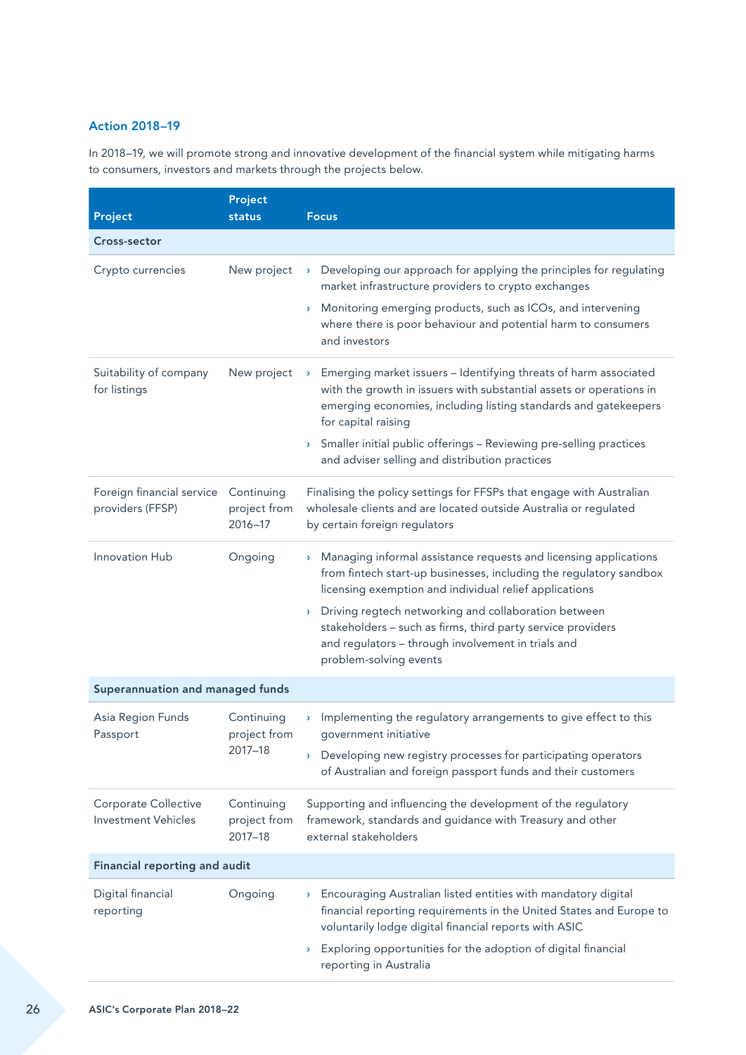### Action 2018–19

In 2018–19, we will promote strong and innovative development of the financial system while mitigating harms to consumers, investors and markets through the projects below.

| Project | Project status | Focus |
|---|---|---|
| **Cross-sector** | | |
| Crypto currencies | New project | › Developing our approach for applying the principles for regulating market infrastructure providers to crypto exchanges<br>› Monitoring emerging products, such as ICOs, and intervening where there is poor behaviour and potential harm to consumers and investors |
| Suitability of company for listings | New project | › Emerging market issuers – Identifying threats of harm associated with the growth in issuers with substantial assets or operations in emerging economies, including listing standards and gatekeepers for capital raising<br>› Smaller initial public offerings – Reviewing pre-selling practices and adviser selling and distribution practices |
| Foreign financial service providers (FFSP) | Continuing project from 2016–17 | Finalising the policy settings for FFSPs that engage with Australian wholesale clients and are located outside Australia or regulated by certain foreign regulators |
| Innovation Hub | Ongoing | › Managing informal assistance requests and licensing applications from fintech start-up businesses, including the regulatory sandbox licensing exemption and individual relief applications<br>› Driving regtech networking and collaboration between stakeholders – such as firms, third party service providers and regulators – through involvement in trials and problem-solving events |
| **Superannuation and managed funds** | | |
| Asia Region Funds Passport | Continuing project from 2017–18 | › Implementing the regulatory arrangements to give effect to this government initiative<br>› Developing new registry processes for participating operators of Australian and foreign passport funds and their customers |
| Corporate Collective Investment Vehicles | Continuing project from 2017–18 | Supporting and influencing the development of the regulatory framework, standards and guidance with Treasury and other external stakeholders |
| **Financial reporting and audit** | | |
| Digital financial reporting | Ongoing | › Encouraging Australian listed entities with mandatory digital financial reporting requirements in the United States and Europe to voluntarily lodge digital financial reports with ASIC<br>› Exploring opportunities for the adoption of digital financial reporting in Australia |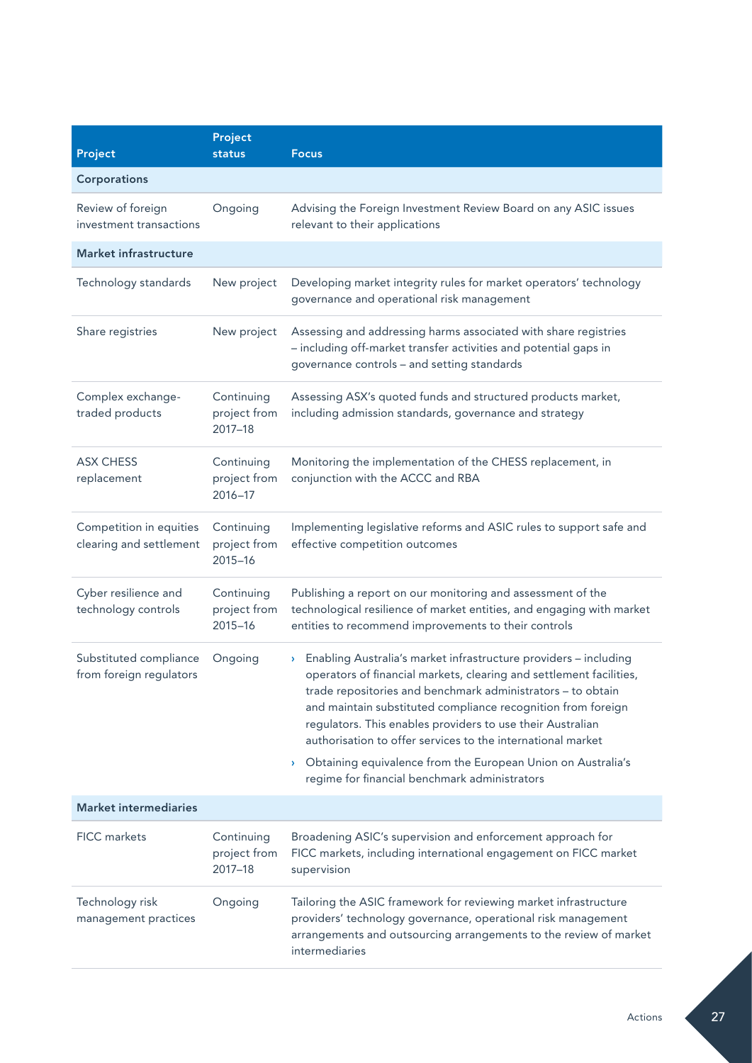| Project | Project status | Focus |
|---|---|---|
| **Corporations** | | |
| Review of foreign investment transactions | Ongoing | Advising the Foreign Investment Review Board on any ASIC issues relevant to their applications |
| **Market infrastructure** | | |
| Technology standards | New project | Developing market integrity rules for market operators' technology governance and operational risk management |
| Share registries | New project | Assessing and addressing harms associated with share registries – including off-market transfer activities and potential gaps in governance controls – and setting standards |
| Complex exchange-traded products | Continuing project from 2017–18 | Assessing ASX's quoted funds and structured products market, including admission standards, governance and strategy |
| ASX CHESS replacement | Continuing project from 2016–17 | Monitoring the implementation of the CHESS replacement, in conjunction with the ACCC and RBA |
| Competition in equities clearing and settlement | Continuing project from 2015–16 | Implementing legislative reforms and ASIC rules to support safe and effective competition outcomes |
| Cyber resilience and technology controls | Continuing project from 2015–16 | Publishing a report on our monitoring and assessment of the technological resilience of market entities, and engaging with market entities to recommend improvements to their controls |
| Substituted compliance from foreign regulators | Ongoing | › Enabling Australia's market infrastructure providers – including operators of financial markets, clearing and settlement facilities, trade repositories and benchmark administrators – to obtain and maintain substituted compliance recognition from foreign regulators. This enables providers to use their Australian authorisation to offer services to the international market<br>› Obtaining equivalence from the European Union on Australia's regime for financial benchmark administrators |
| **Market intermediaries** | | |
| FICC markets | Continuing project from 2017–18 | Broadening ASIC's supervision and enforcement approach for FICC markets, including international engagement on FICC market supervision |
| Technology risk management practices | Ongoing | Tailoring the ASIC framework for reviewing market infrastructure providers' technology governance, operational risk management arrangements and outsourcing arrangements to the review of market intermediaries |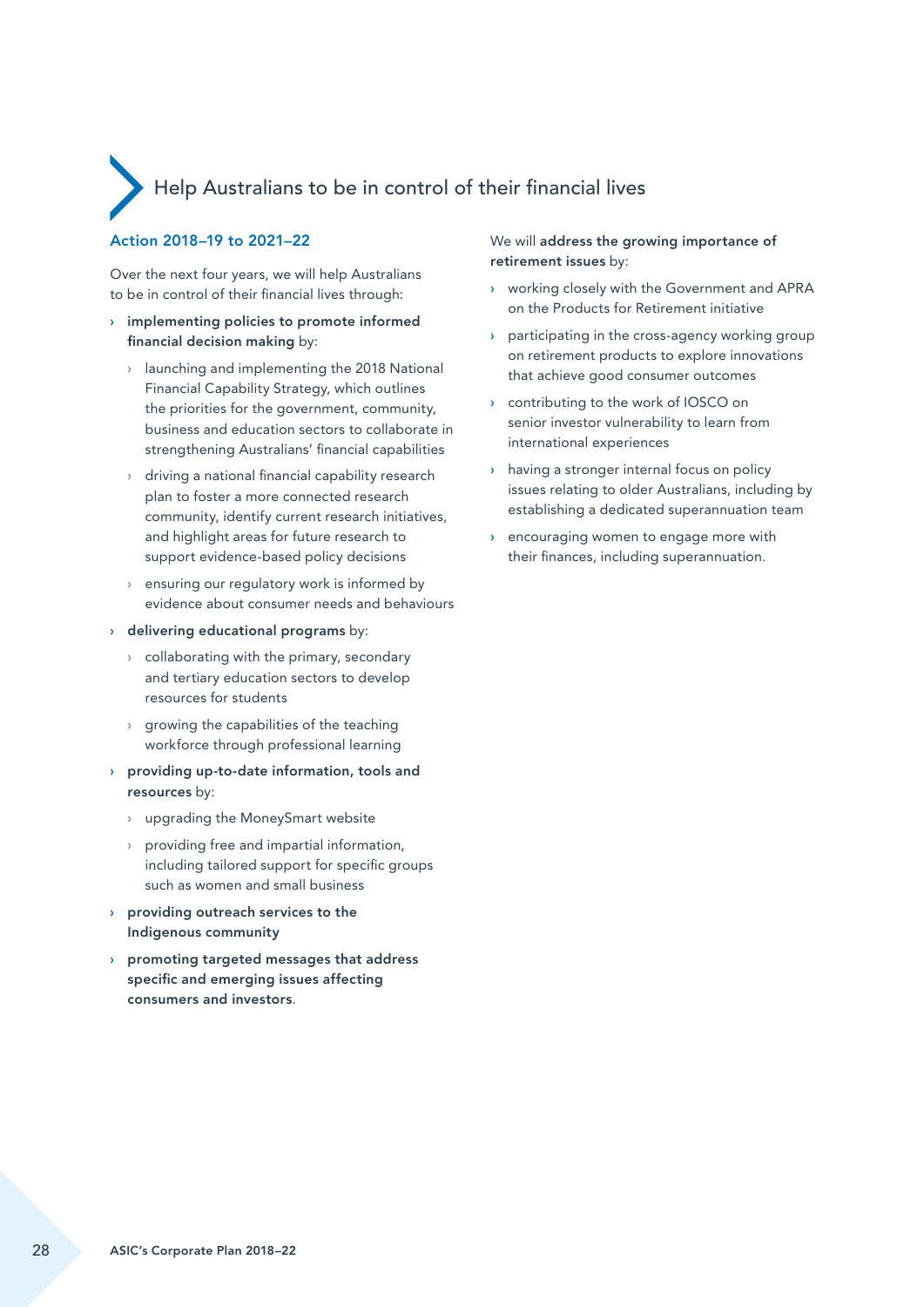## Help Australians to be in control of their financial lives

### Action 2018–19 to 2021–22

Over the next four years, we will help Australians to be in control of their financial lives through:

- **implementing policies to promote informed financial decision making** by:
  - launching and implementing the 2018 National Financial Capability Strategy, which outlines the priorities for the government, community, business and education sectors to collaborate in strengthening Australians' financial capabilities
  - driving a national financial capability research plan to foster a more connected research community, identify current research initiatives, and highlight areas for future research to support evidence-based policy decisions
  - ensuring our regulatory work is informed by evidence about consumer needs and behaviours
- **delivering educational programs** by:
  - collaborating with the primary, secondary and tertiary education sectors to develop resources for students
  - growing the capabilities of the teaching workforce through professional learning
- **providing up-to-date information, tools and resources** by:
  - upgrading the MoneySmart website
  - providing free and impartial information, including tailored support for specific groups such as women and small business
- **providing outreach services to the Indigenous community**
- **promoting targeted messages that address specific and emerging issues affecting consumers and investors**.

We will **address the growing importance of retirement issues** by:

- working closely with the Government and APRA on the Products for Retirement initiative
- participating in the cross-agency working group on retirement products to explore innovations that achieve good consumer outcomes
- contributing to the work of IOSCO on senior investor vulnerability to learn from international experiences
- having a stronger internal focus on policy issues relating to older Australians, including by establishing a dedicated superannuation team
- encouraging women to engage more with their finances, including superannuation.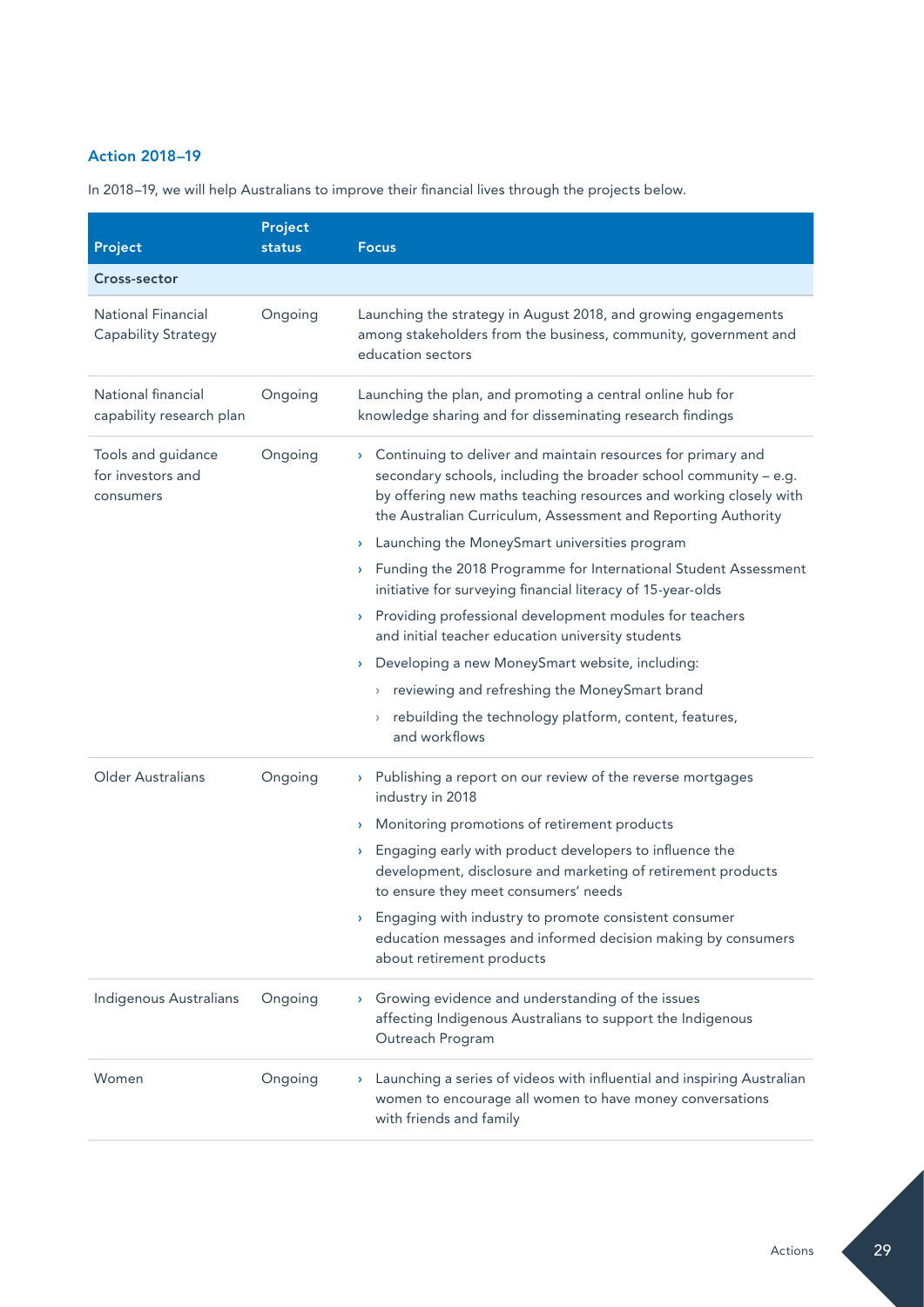### Action 2018–19

In 2018–19, we will help Australians to improve their financial lives through the projects below.

| Project | Project status | Focus |
|---|---|---|
| **Cross-sector** | | |
| National Financial Capability Strategy | Ongoing | Launching the strategy in August 2018, and growing engagements among stakeholders from the business, community, government and education sectors |
| National financial capability research plan | Ongoing | Launching the plan, and promoting a central online hub for knowledge sharing and for disseminating research findings |
| Tools and guidance for investors and consumers | Ongoing | › Continuing to deliver and maintain resources for primary and secondary schools, including the broader school community – e.g. by offering new maths teaching resources and working closely with the Australian Curriculum, Assessment and Reporting Authority<br>› Launching the MoneySmart universities program<br>› Funding the 2018 Programme for International Student Assessment initiative for surveying financial literacy of 15-year-olds<br>› Providing professional development modules for teachers and initial teacher education university students<br>› Developing a new MoneySmart website, including:<br>  › reviewing and refreshing the MoneySmart brand<br>  › rebuilding the technology platform, content, features, and workflows |
| Older Australians | Ongoing | › Publishing a report on our review of the reverse mortgages industry in 2018<br>› Monitoring promotions of retirement products<br>› Engaging early with product developers to influence the development, disclosure and marketing of retirement products to ensure they meet consumers' needs<br>› Engaging with industry to promote consistent consumer education messages and informed decision making by consumers about retirement products |
| Indigenous Australians | Ongoing | › Growing evidence and understanding of the issues affecting Indigenous Australians to support the Indigenous Outreach Program |
| Women | Ongoing | › Launching a series of videos with influential and inspiring Australian women to encourage all women to have money conversations with friends and family |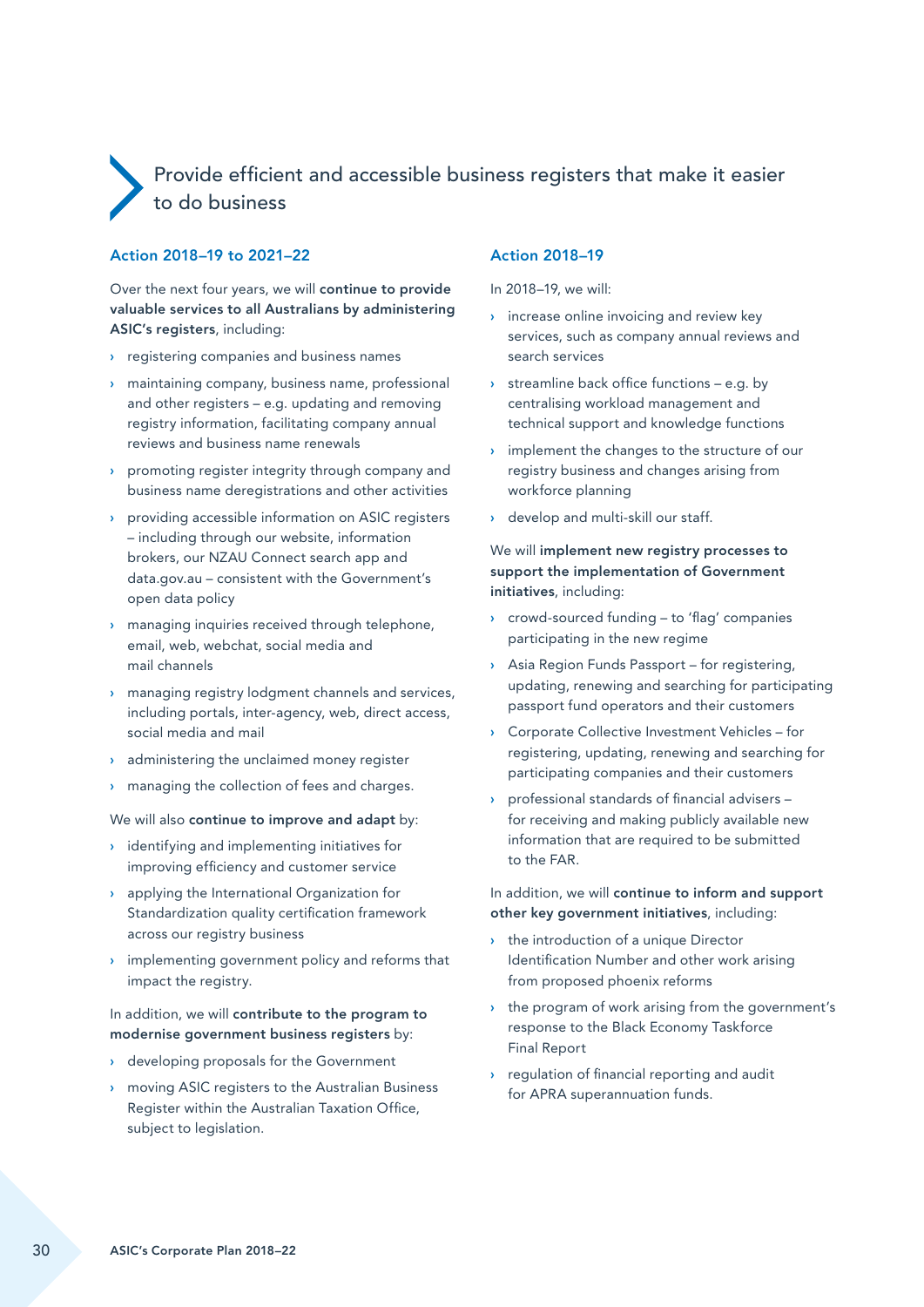## Provide efficient and accessible business registers that make it easier to do business

### Action 2018–19 to 2021–22

Over the next four years, we will **continue to provide valuable services to all Australians by administering ASIC's registers**, including:

- registering companies and business names
- maintaining company, business name, professional and other registers – e.g. updating and removing registry information, facilitating company annual reviews and business name renewals
- promoting register integrity through company and business name deregistrations and other activities
- providing accessible information on ASIC registers – including through our website, information brokers, our NZAU Connect search app and data.gov.au – consistent with the Government's open data policy
- managing inquiries received through telephone, email, web, webchat, social media and mail channels
- managing registry lodgment channels and services, including portals, inter-agency, web, direct access, social media and mail
- administering the unclaimed money register
- managing the collection of fees and charges.

We will also **continue to improve and adapt** by:

- identifying and implementing initiatives for improving efficiency and customer service
- applying the International Organization for Standardization quality certification framework across our registry business
- implementing government policy and reforms that impact the registry.

In addition, we will **contribute to the program to modernise government business registers** by:

- developing proposals for the Government
- moving ASIC registers to the Australian Business Register within the Australian Taxation Office, subject to legislation.

### Action 2018–19

In 2018–19, we will:

- increase online invoicing and review key services, such as company annual reviews and search services
- streamline back office functions – e.g. by centralising workload management and technical support and knowledge functions
- implement the changes to the structure of our registry business and changes arising from workforce planning
- develop and multi-skill our staff.

We will **implement new registry processes to support the implementation of Government initiatives**, including:

- crowd-sourced funding – to 'flag' companies participating in the new regime
- Asia Region Funds Passport – for registering, updating, renewing and searching for participating passport fund operators and their customers
- Corporate Collective Investment Vehicles – for registering, updating, renewing and searching for participating companies and their customers
- professional standards of financial advisers – for receiving and making publicly available new information that are required to be submitted to the FAR.

In addition, we will **continue to inform and support other key government initiatives**, including:

- the introduction of a unique Director Identification Number and other work arising from proposed phoenix reforms
- the program of work arising from the government's response to the Black Economy Taskforce Final Report
- regulation of financial reporting and audit for APRA superannuation funds.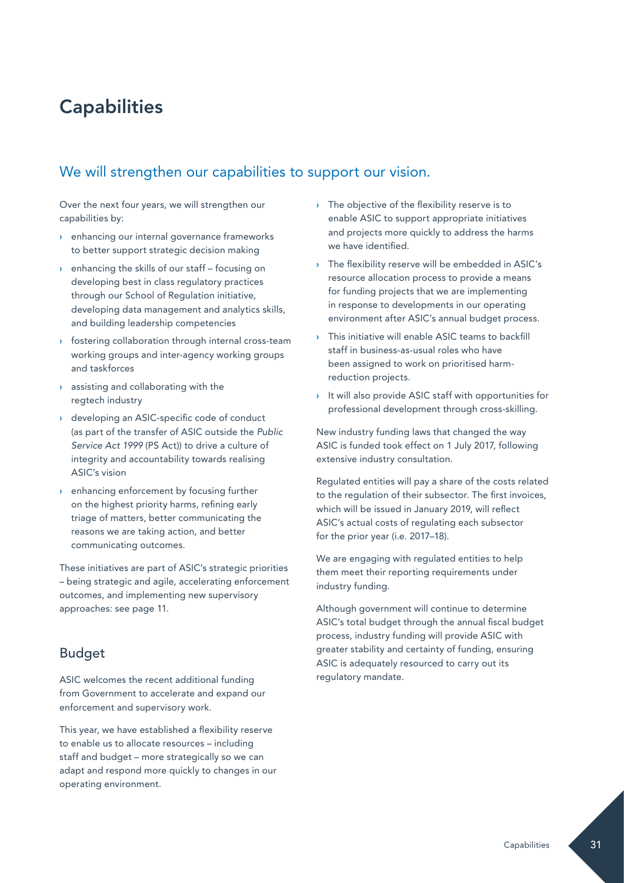# Capabilities

## We will strengthen our capabilities to support our vision.

Over the next four years, we will strengthen our capabilities by:

- enhancing our internal governance frameworks to better support strategic decision making
- enhancing the skills of our staff – focusing on developing best in class regulatory practices through our School of Regulation initiative, developing data management and analytics skills, and building leadership competencies
- fostering collaboration through internal cross-team working groups and inter-agency working groups and taskforces
- assisting and collaborating with the regtech industry
- developing an ASIC-specific code of conduct (as part of the transfer of ASIC outside the *Public Service Act 1999* (PS Act)) to drive a culture of integrity and accountability towards realising ASIC's vision
- enhancing enforcement by focusing further on the highest priority harms, refining early triage of matters, better communicating the reasons we are taking action, and better communicating outcomes.

These initiatives are part of ASIC's strategic priorities – being strategic and agile, accelerating enforcement outcomes, and implementing new supervisory approaches: see page 11.

### Budget

ASIC welcomes the recent additional funding from Government to accelerate and expand our enforcement and supervisory work.

This year, we have established a flexibility reserve to enable us to allocate resources – including staff and budget – more strategically so we can adapt and respond more quickly to changes in our operating environment.

- The objective of the flexibility reserve is to enable ASIC to support appropriate initiatives and projects more quickly to address the harms we have identified.
- The flexibility reserve will be embedded in ASIC's resource allocation process to provide a means for funding projects that we are implementing in response to developments in our operating environment after ASIC's annual budget process.
- This initiative will enable ASIC teams to backfill staff in business-as-usual roles who have been assigned to work on prioritised harm-reduction projects.
- It will also provide ASIC staff with opportunities for professional development through cross-skilling.

New industry funding laws that changed the way ASIC is funded took effect on 1 July 2017, following extensive industry consultation.

Regulated entities will pay a share of the costs related to the regulation of their subsector. The first invoices, which will be issued in January 2019, will reflect ASIC's actual costs of regulating each subsector for the prior year (i.e. 2017–18).

We are engaging with regulated entities to help them meet their reporting requirements under industry funding.

Although government will continue to determine ASIC's total budget through the annual fiscal budget process, industry funding will provide ASIC with greater stability and certainty of funding, ensuring ASIC is adequately resourced to carry out its regulatory mandate.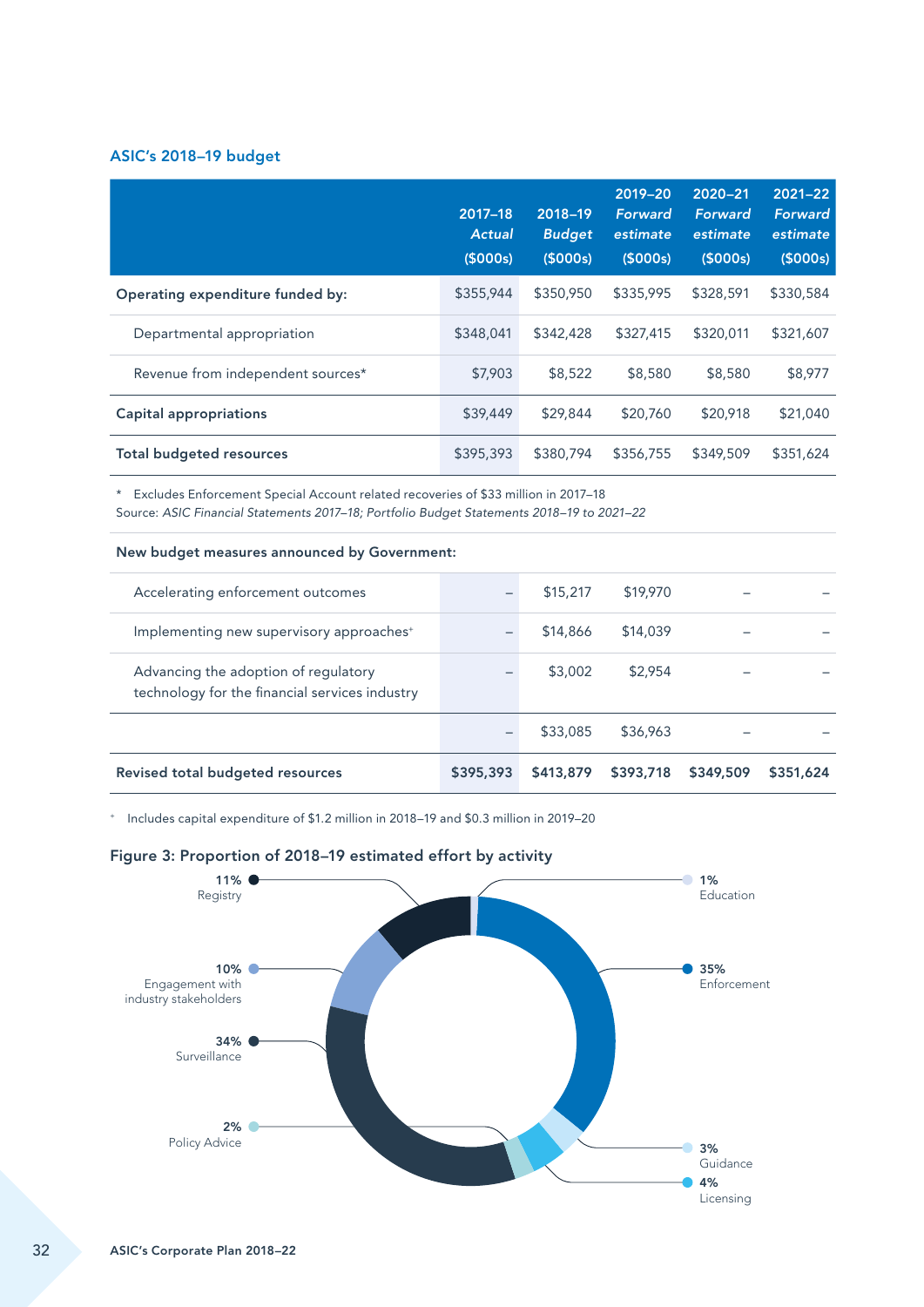### ASIC's 2018–19 budget

| | 2017–18 *Actual* ($000s) | 2018–19 *Budget* ($000s) | 2019–20 *Forward estimate* ($000s) | 2020–21 *Forward estimate* ($000s) | 2021–22 *Forward estimate* ($000s) |
|---|---|---|---|---|---|
| **Operating expenditure funded by:** | $355,944 | $350,950 | $335,995 | $328,591 | $330,584 |
| Departmental appropriation | $348,041 | $342,428 | $327,415 | $320,011 | $321,607 |
| Revenue from independent sources* | $7,903 | $8,522 | $8,580 | $8,580 | $8,977 |
| **Capital appropriations** | $39,449 | $29,844 | $20,760 | $20,918 | $21,040 |
| **Total budgeted resources** | $395,393 | $380,794 | $356,755 | $349,509 | $351,624 |

\* Excludes Enforcement Special Account related recoveries of $33 million in 2017–18
Source: *ASIC Financial Statements 2017–18; Portfolio Budget Statements 2018–19 to 2021–22*

| **New budget measures announced by Government:** | | | | | |
|---|---|---|---|---|---|
| Accelerating enforcement outcomes | – | $15,217 | $19,970 | – | – |
| Implementing new supervisory approaches+ | – | $14,866 | $14,039 | – | – |
| Advancing the adoption of regulatory technology for the financial services industry | – | $3,002 | $2,954 | – | – |
| | – | $33,085 | $36,963 | – | – |
| **Revised total budgeted resources** | **$395,393** | **$413,879** | **$393,718** | **$349,509** | **$351,624** |

+ Includes capital expenditure of $1.2 million in 2018–19 and $0.3 million in 2019–20

**Figure 3: Proportion of 2018–19 estimated effort by activity**

- 11% Registry
- 10% Engagement with industry stakeholders
- 34% Surveillance
- 2% Policy Advice
- 1% Education
- 35% Enforcement
- 3% Guidance
- 4% Licensing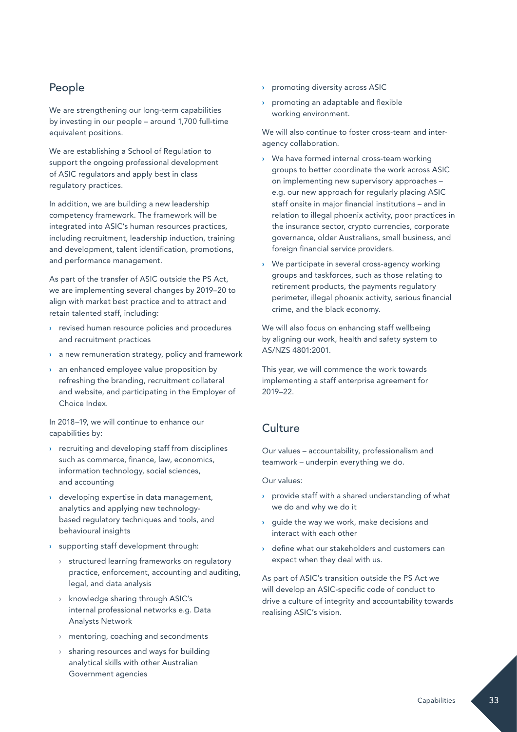## People

We are strengthening our long-term capabilities by investing in our people – around 1,700 full-time equivalent positions.

We are establishing a School of Regulation to support the ongoing professional development of ASIC regulators and apply best in class regulatory practices.

In addition, we are building a new leadership competency framework. The framework will be integrated into ASIC's human resources practices, including recruitment, leadership induction, training and development, talent identification, promotions, and performance management.

As part of the transfer of ASIC outside the PS Act, we are implementing several changes by 2019–20 to align with market best practice and to attract and retain talented staff, including:

- revised human resource policies and procedures and recruitment practices
- a new remuneration strategy, policy and framework
- an enhanced employee value proposition by refreshing the branding, recruitment collateral and website, and participating in the Employer of Choice Index.

In 2018–19, we will continue to enhance our capabilities by:

- recruiting and developing staff from disciplines such as commerce, finance, law, economics, information technology, social sciences, and accounting
- developing expertise in data management, analytics and applying new technology-based regulatory techniques and tools, and behavioural insights
- supporting staff development through:
  - structured learning frameworks on regulatory practice, enforcement, accounting and auditing, legal, and data analysis
  - knowledge sharing through ASIC's internal professional networks e.g. Data Analysts Network
  - mentoring, coaching and secondments
  - sharing resources and ways for building analytical skills with other Australian Government agencies
- promoting diversity across ASIC
- promoting an adaptable and flexible working environment.

We will also continue to foster cross-team and inter-agency collaboration.

- We have formed internal cross-team working groups to better coordinate the work across ASIC on implementing new supervisory approaches – e.g. our new approach for regularly placing ASIC staff onsite in major financial institutions – and in relation to illegal phoenix activity, poor practices in the insurance sector, crypto currencies, corporate governance, older Australians, small business, and foreign financial service providers.
- We participate in several cross-agency working groups and taskforces, such as those relating to retirement products, the payments regulatory perimeter, illegal phoenix activity, serious financial crime, and the black economy.

We will also focus on enhancing staff wellbeing by aligning our work, health and safety system to AS/NZS 4801:2001.

This year, we will commence the work towards implementing a staff enterprise agreement for 2019–22.

## Culture

Our values – accountability, professionalism and teamwork – underpin everything we do.

Our values:

- provide staff with a shared understanding of what we do and why we do it
- guide the way we work, make decisions and interact with each other
- define what our stakeholders and customers can expect when they deal with us.

As part of ASIC's transition outside the PS Act we will develop an ASIC-specific code of conduct to drive a culture of integrity and accountability towards realising ASIC's vision.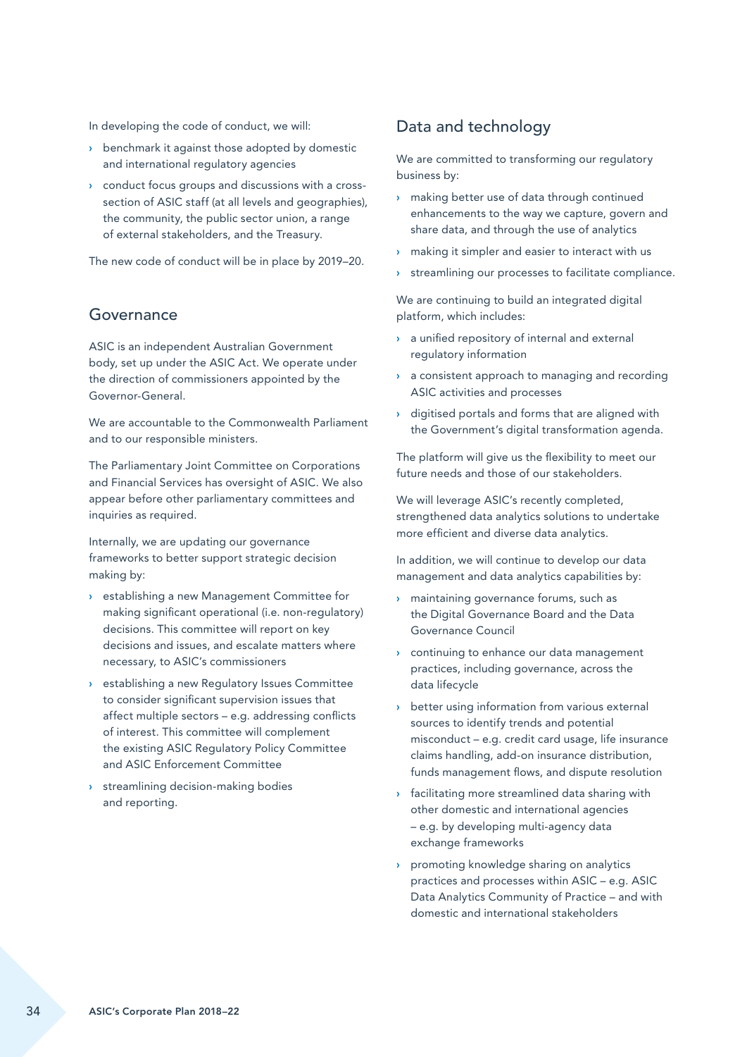In developing the code of conduct, we will:

- benchmark it against those adopted by domestic and international regulatory agencies
- conduct focus groups and discussions with a cross-section of ASIC staff (at all levels and geographies), the community, the public sector union, a range of external stakeholders, and the Treasury.

The new code of conduct will be in place by 2019–20.

## Governance

ASIC is an independent Australian Government body, set up under the ASIC Act. We operate under the direction of commissioners appointed by the Governor-General.

We are accountable to the Commonwealth Parliament and to our responsible ministers.

The Parliamentary Joint Committee on Corporations and Financial Services has oversight of ASIC. We also appear before other parliamentary committees and inquiries as required.

Internally, we are updating our governance frameworks to better support strategic decision making by:

- establishing a new Management Committee for making significant operational (i.e. non-regulatory) decisions. This committee will report on key decisions and issues, and escalate matters where necessary, to ASIC's commissioners
- establishing a new Regulatory Issues Committee to consider significant supervision issues that affect multiple sectors – e.g. addressing conflicts of interest. This committee will complement the existing ASIC Regulatory Policy Committee and ASIC Enforcement Committee
- streamlining decision-making bodies and reporting.

## Data and technology

We are committed to transforming our regulatory business by:

- making better use of data through continued enhancements to the way we capture, govern and share data, and through the use of analytics
- making it simpler and easier to interact with us
- streamlining our processes to facilitate compliance.

We are continuing to build an integrated digital platform, which includes:

- a unified repository of internal and external regulatory information
- a consistent approach to managing and recording ASIC activities and processes
- digitised portals and forms that are aligned with the Government's digital transformation agenda.

The platform will give us the flexibility to meet our future needs and those of our stakeholders.

We will leverage ASIC's recently completed, strengthened data analytics solutions to undertake more efficient and diverse data analytics.

In addition, we will continue to develop our data management and data analytics capabilities by:

- maintaining governance forums, such as the Digital Governance Board and the Data Governance Council
- continuing to enhance our data management practices, including governance, across the data lifecycle
- better using information from various external sources to identify trends and potential misconduct – e.g. credit card usage, life insurance claims handling, add-on insurance distribution, funds management flows, and dispute resolution
- facilitating more streamlined data sharing with other domestic and international agencies – e.g. by developing multi-agency data exchange frameworks
- promoting knowledge sharing on analytics practices and processes within ASIC – e.g. ASIC Data Analytics Community of Practice – and with domestic and international stakeholders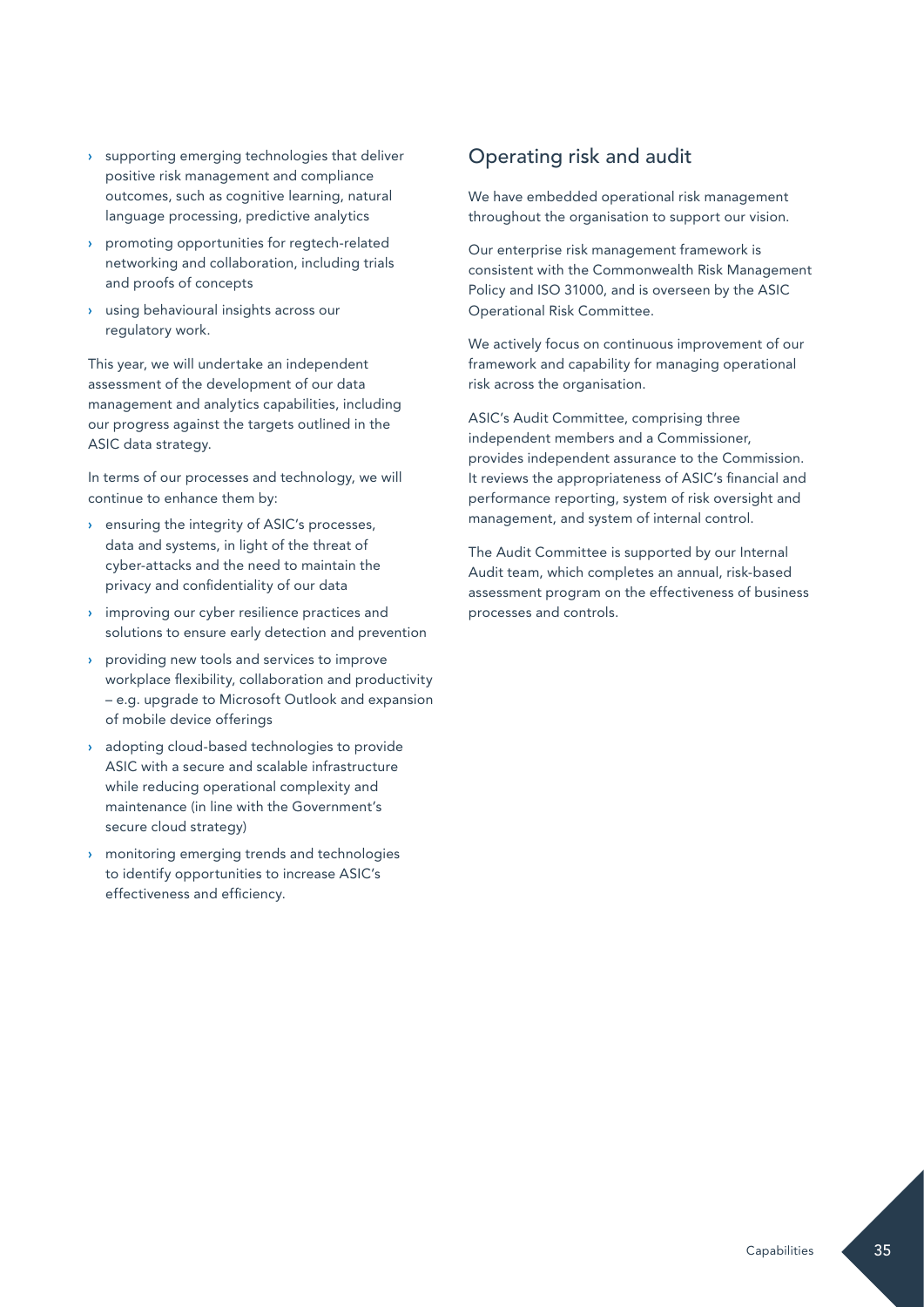- supporting emerging technologies that deliver positive risk management and compliance outcomes, such as cognitive learning, natural language processing, predictive analytics
- promoting opportunities for regtech-related networking and collaboration, including trials and proofs of concepts
- using behavioural insights across our regulatory work.

This year, we will undertake an independent assessment of the development of our data management and analytics capabilities, including our progress against the targets outlined in the ASIC data strategy.

In terms of our processes and technology, we will continue to enhance them by:

- ensuring the integrity of ASIC's processes, data and systems, in light of the threat of cyber-attacks and the need to maintain the privacy and confidentiality of our data
- improving our cyber resilience practices and solutions to ensure early detection and prevention
- providing new tools and services to improve workplace flexibility, collaboration and productivity – e.g. upgrade to Microsoft Outlook and expansion of mobile device offerings
- adopting cloud-based technologies to provide ASIC with a secure and scalable infrastructure while reducing operational complexity and maintenance (in line with the Government's secure cloud strategy)
- monitoring emerging trends and technologies to identify opportunities to increase ASIC's effectiveness and efficiency.

## Operating risk and audit

We have embedded operational risk management throughout the organisation to support our vision.

Our enterprise risk management framework is consistent with the Commonwealth Risk Management Policy and ISO 31000, and is overseen by the ASIC Operational Risk Committee.

We actively focus on continuous improvement of our framework and capability for managing operational risk across the organisation.

ASIC's Audit Committee, comprising three independent members and a Commissioner, provides independent assurance to the Commission. It reviews the appropriateness of ASIC's financial and performance reporting, system of risk oversight and management, and system of internal control.

The Audit Committee is supported by our Internal Audit team, which completes an annual, risk-based assessment program on the effectiveness of business processes and controls.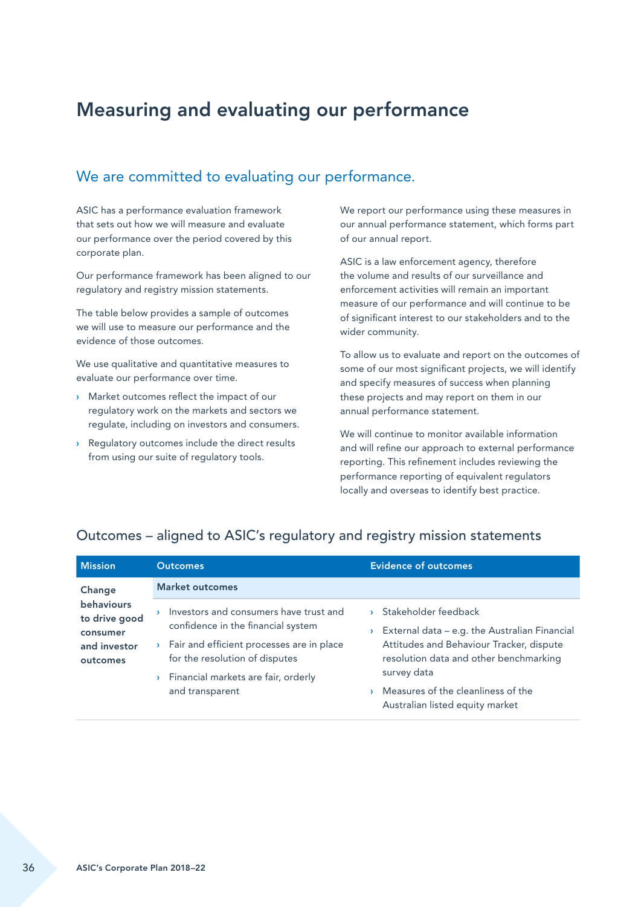# Measuring and evaluating our performance

## We are committed to evaluating our performance.

ASIC has a performance evaluation framework that sets out how we will measure and evaluate our performance over the period covered by this corporate plan.

Our performance framework has been aligned to our regulatory and registry mission statements.

The table below provides a sample of outcomes we will use to measure our performance and the evidence of those outcomes.

We use qualitative and quantitative measures to evaluate our performance over time.

- Market outcomes reflect the impact of our regulatory work on the markets and sectors we regulate, including on investors and consumers.
- Regulatory outcomes include the direct results from using our suite of regulatory tools.

We report our performance using these measures in our annual performance statement, which forms part of our annual report.

ASIC is a law enforcement agency, therefore the volume and results of our surveillance and enforcement activities will remain an important measure of our performance and will continue to be of significant interest to our stakeholders and to the wider community.

To allow us to evaluate and report on the outcomes of some of our most significant projects, we will identify and specify measures of success when planning these projects and may report on them in our annual performance statement.

We will continue to monitor available information and will refine our approach to external performance reporting. This refinement includes reviewing the performance reporting of equivalent regulators locally and overseas to identify best practice.

## Outcomes – aligned to ASIC's regulatory and registry mission statements

| Mission | Outcomes | Evidence of outcomes |
| --- | --- | --- |
| **Change behaviours to drive good consumer and investor outcomes** | **Market outcomes** | |
| | › Investors and consumers have trust and confidence in the financial system<br>› Fair and efficient processes are in place for the resolution of disputes<br>› Financial markets are fair, orderly and transparent | › Stakeholder feedback<br>› External data – e.g. the Australian Financial Attitudes and Behaviour Tracker, dispute resolution data and other benchmarking survey data<br>› Measures of the cleanliness of the Australian listed equity market |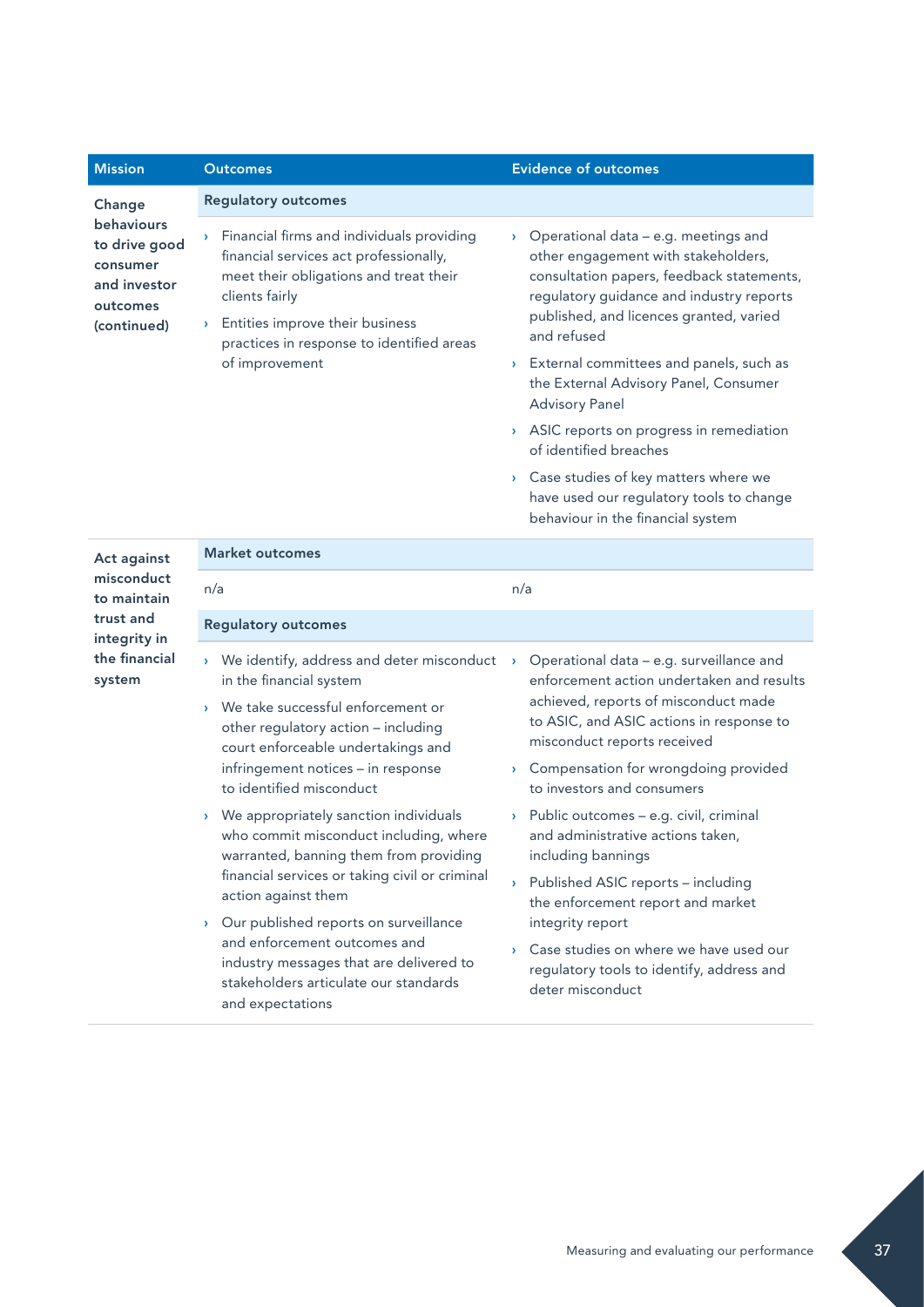| Mission | Outcomes | Evidence of outcomes |
|---|---|---|
| **Change behaviours to drive good consumer and investor outcomes (continued)** | **Regulatory outcomes** | |
| | › Financial firms and individuals providing financial services act professionally, meet their obligations and treat their clients fairly<br>› Entities improve their business practices in response to identified areas of improvement | › Operational data – e.g. meetings and other engagement with stakeholders, consultation papers, feedback statements, regulatory guidance and industry reports published, and licences granted, varied and refused<br>› External committees and panels, such as the External Advisory Panel, Consumer Advisory Panel<br>› ASIC reports on progress in remediation of identified breaches<br>› Case studies of key matters where we have used our regulatory tools to change behaviour in the financial system |
| **Act against misconduct to maintain trust and integrity in the financial system** | **Market outcomes** | |
| | n/a | n/a |
| | **Regulatory outcomes** | |
| | › We identify, address and deter misconduct in the financial system<br>› We take successful enforcement or other regulatory action – including court enforceable undertakings and infringement notices – in response to identified misconduct<br>› We appropriately sanction individuals who commit misconduct including, where warranted, banning them from providing financial services or taking civil or criminal action against them<br>› Our published reports on surveillance and enforcement outcomes and industry messages that are delivered to stakeholders articulate our standards and expectations | › Operational data – e.g. surveillance and enforcement action undertaken and results achieved, reports of misconduct made to ASIC, and ASIC actions in response to misconduct reports received<br>› Compensation for wrongdoing provided to investors and consumers<br>› Public outcomes – e.g. civil, criminal and administrative actions taken, including bannings<br>› Published ASIC reports – including the enforcement report and market integrity report<br>› Case studies on where we have used our regulatory tools to identify, address and deter misconduct |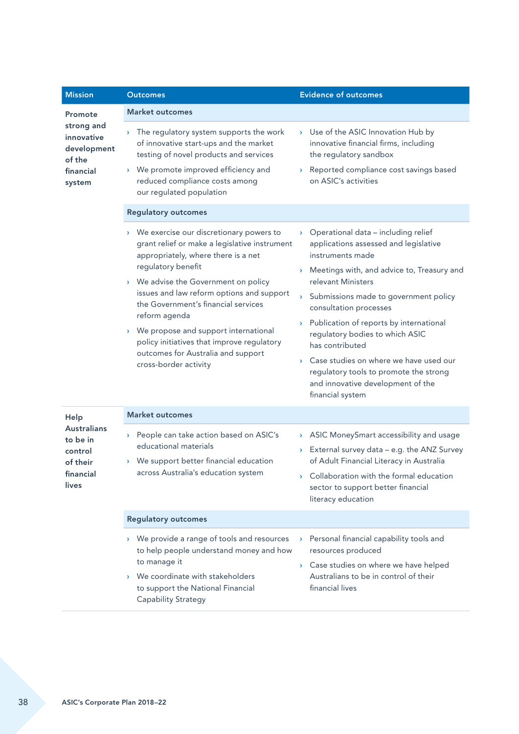| Mission | Outcomes | Evidence of outcomes |
|---|---|---|
| Promote strong and innovative development of the financial system | **Market outcomes** | |
| | › The regulatory system supports the work of innovative start-ups and the market testing of novel products and services<br>› We promote improved efficiency and reduced compliance costs among our regulated population | › Use of the ASIC Innovation Hub by innovative financial firms, including the regulatory sandbox<br>› Reported compliance cost savings based on ASIC's activities |
| | **Regulatory outcomes** | |
| | › We exercise our discretionary powers to grant relief or make a legislative instrument appropriately, where there is a net regulatory benefit<br>› We advise the Government on policy issues and law reform options and support the Government's financial services reform agenda<br>› We propose and support international policy initiatives that improve regulatory outcomes for Australia and support cross-border activity | › Operational data – including relief applications assessed and legislative instruments made<br>› Meetings with, and advice to, Treasury and relevant Ministers<br>› Submissions made to government policy consultation processes<br>› Publication of reports by international regulatory bodies to which ASIC has contributed<br>› Case studies on where we have used our regulatory tools to promote the strong and innovative development of the financial system |
| Help Australians to be in control of their financial lives | **Market outcomes** | |
| | › People can take action based on ASIC's educational materials<br>› We support better financial education across Australia's education system | › ASIC MoneySmart accessibility and usage<br>› External survey data – e.g. the ANZ Survey of Adult Financial Literacy in Australia<br>› Collaboration with the formal education sector to support better financial literacy education |
| | **Regulatory outcomes** | |
| | › We provide a range of tools and resources to help people understand money and how to manage it<br>› We coordinate with stakeholders to support the National Financial Capability Strategy | › Personal financial capability tools and resources produced<br>› Case studies on where we have helped Australians to be in control of their financial lives |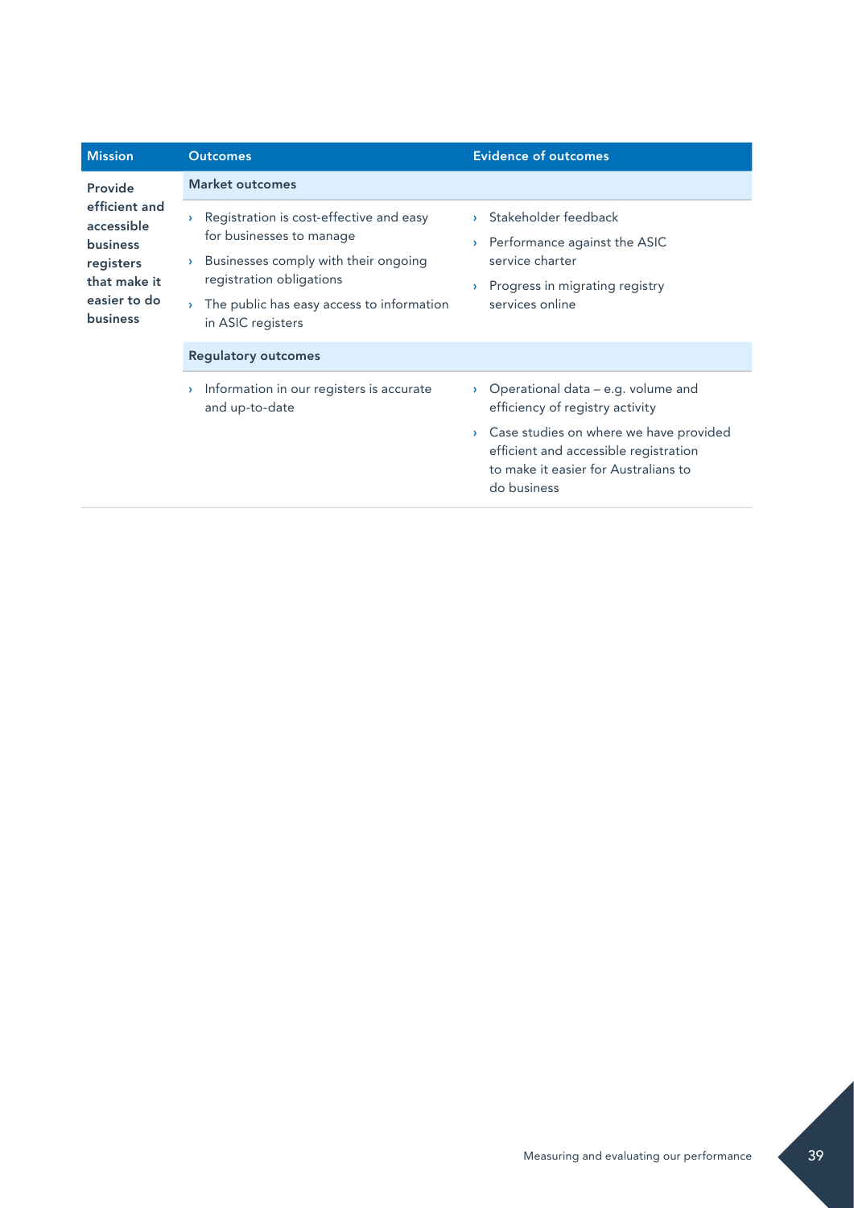| Mission | Outcomes | Evidence of outcomes |
| --- | --- | --- |
| Provide efficient and accessible business registers that make it easier to do business | **Market outcomes** | |
| | › Registration is cost-effective and easy for businesses to manage<br>› Businesses comply with their ongoing registration obligations<br>› The public has easy access to information in ASIC registers | › Stakeholder feedback<br>› Performance against the ASIC service charter<br>› Progress in migrating registry services online |
| | **Regulatory outcomes** | |
| | › Information in our registers is accurate and up-to-date | › Operational data – e.g. volume and efficiency of registry activity<br>› Case studies on where we have provided efficient and accessible registration to make it easier for Australians to do business |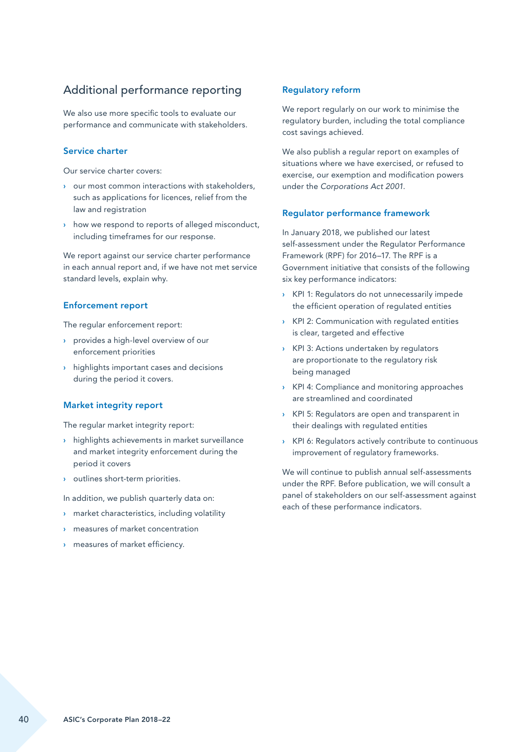## Additional performance reporting

We also use more specific tools to evaluate our performance and communicate with stakeholders.

### Service charter

Our service charter covers:

- our most common interactions with stakeholders, such as applications for licences, relief from the law and registration
- how we respond to reports of alleged misconduct, including timeframes for our response.

We report against our service charter performance in each annual report and, if we have not met service standard levels, explain why.

### Enforcement report

The regular enforcement report:

- provides a high-level overview of our enforcement priorities
- highlights important cases and decisions during the period it covers.

### Market integrity report

The regular market integrity report:

- highlights achievements in market surveillance and market integrity enforcement during the period it covers
- outlines short-term priorities.

In addition, we publish quarterly data on:

- market characteristics, including volatility
- measures of market concentration
- measures of market efficiency.

### Regulatory reform

We report regularly on our work to minimise the regulatory burden, including the total compliance cost savings achieved.

We also publish a regular report on examples of situations where we have exercised, or refused to exercise, our exemption and modification powers under the *Corporations Act 2001*.

### Regulator performance framework

In January 2018, we published our latest self-assessment under the Regulator Performance Framework (RPF) for 2016–17. The RPF is a Government initiative that consists of the following six key performance indicators:

- KPI 1: Regulators do not unnecessarily impede the efficient operation of regulated entities
- KPI 2: Communication with regulated entities is clear, targeted and effective
- KPI 3: Actions undertaken by regulators are proportionate to the regulatory risk being managed
- KPI 4: Compliance and monitoring approaches are streamlined and coordinated
- KPI 5: Regulators are open and transparent in their dealings with regulated entities
- KPI 6: Regulators actively contribute to continuous improvement of regulatory frameworks.

We will continue to publish annual self-assessments under the RPF. Before publication, we will consult a panel of stakeholders on our self-assessment against each of these performance indicators.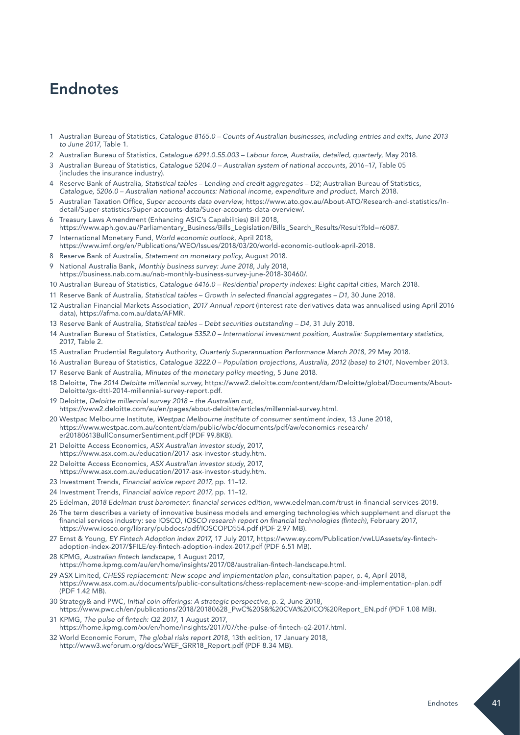# Endnotes

1 Australian Bureau of Statistics, *Catalogue 8165.0 – Counts of Australian businesses, including entries and exits, June 2013 to June 2017*, Table 1.

2 Australian Bureau of Statistics, *Catalogue 6291.0.55.003 – Labour force, Australia, detailed, quarterly*, May 2018.

3 Australian Bureau of Statistics, *Catalogue 5204.0 – Australian system of national accounts*, 2016–17, Table 05 (includes the insurance industry).

4 Reserve Bank of Australia, *Statistical tables – Lending and credit aggregates – D2*; Australian Bureau of Statistics, *Catalogue, 5206.0 – Australian national accounts: National income, expenditure and product*, March 2018.

5 Australian Taxation Office, *Super accounts data overview*, https://www.ato.gov.au/About-ATO/Research-and-statistics/In-detail/Super-statistics/Super-accounts-data/Super-accounts-data-overview/.

6 Treasury Laws Amendment (Enhancing ASIC's Capabilities) Bill 2018, https://www.aph.gov.au/Parliamentary_Business/Bills_Legislation/Bills_Search_Results/Result?bId=r6087.

7 International Monetary Fund, *World economic outlook*, April 2018, https://www.imf.org/en/Publications/WEO/Issues/2018/03/20/world-economic-outlook-april-2018.

8 Reserve Bank of Australia, *Statement on monetary policy*, August 2018.

9 National Australia Bank, *Monthly business survey: June 2018*, July 2018, https://business.nab.com.au/nab-monthly-business-survey-june-2018-30460/.

10 Australian Bureau of Statistics, *Catalogue 6416.0 – Residential property indexes: Eight capital cities*, March 2018.

11 Reserve Bank of Australia, *Statistical tables – Growth in selected financial aggregates – D1*, 30 June 2018.

12 Australian Financial Markets Association, *2017 Annual report* (interest rate derivatives data was annualised using April 2016 data), https://afma.com.au/data/AFMR.

13 Reserve Bank of Australia, *Statistical tables – Debt securities outstanding – D4*, 31 July 2018.

14 Australian Bureau of Statistics, *Catalogue 5352.0 – International investment position, Australia: Supplementary statistics*, 2017, Table 2.

15 Australian Prudential Regulatory Authority, *Quarterly Superannuation Performance March 2018*, 29 May 2018.

16 Australian Bureau of Statistics, *Catalogue 3222.0 – Population projections, Australia, 2012 (base) to 2101*, November 2013.

17 Reserve Bank of Australia, *Minutes of the monetary policy meeting*, 5 June 2018.

18 Deloitte, *The 2014 Deloitte millennial survey*, https://www2.deloitte.com/content/dam/Deloitte/global/Documents/About-Deloitte/gx-dttl-2014-millennial-survey-report.pdf.

19 Deloitte, *Deloitte millennial survey 2018 – the Australian cut*, https://www2.deloitte.com/au/en/pages/about-deloitte/articles/millennial-survey.html.

20 Westpac Melbourne Institute, *Westpac Melbourne institute of consumer sentiment index*, 13 June 2018, https://www.westpac.com.au/content/dam/public/wbc/documents/pdf/aw/economics-research/er20180613BullConsumerSentiment.pdf (PDF 99.8KB).

21 Deloitte Access Economics, *ASX Australian investor study*, 2017, https://www.asx.com.au/education/2017-asx-investor-study.htm.

22 Deloitte Access Economics, *ASX Australian investor study*, 2017, https://www.asx.com.au/education/2017-asx-investor-study.htm.

23 Investment Trends, *Financial advice report 2017*, pp. 11–12.

24 Investment Trends, *Financial advice report 2017*, pp. 11–12.

25 Edelman, *2018 Edelman trust barometer: financial services edition*, www.edelman.com/trust-in-financial-services-2018.

26 The term describes a variety of innovative business models and emerging technologies which supplement and disrupt the financial services industry: see IOSCO, *IOSCO research report on financial technologies (fintech)*, February 2017, https://www.iosco.org/library/pubdocs/pdf/IOSCOPD554.pdf (PDF 2.97 MB).

27 Ernst & Young, *EY Fintech Adoption index 2017*, 17 July 2017, https://www.ey.com/Publication/vwLUAssets/ey-fintech-adoption-index-2017/$FILE/ey-fintech-adoption-index-2017.pdf (PDF 6.51 MB).

28 KPMG, *Australian fintech landscape*, 1 August 2017, https://home.kpmg.com/au/en/home/insights/2017/08/australian-fintech-landscape.html.

29 ASX Limited, *CHESS replacement: New scope and implementation plan*, consultation paper, p. 4, April 2018, https://www.asx.com.au/documents/public-consultations/chess-replacement-new-scope-and-implementation-plan.pdf (PDF 1.42 MB).

30 Strategy& and PWC, *Initial coin offerings: A strategic perspective*, p. 2, June 2018, https://www.pwc.ch/en/publications/2018/20180628_PwC%20S&%20CVA%20ICO%20Report_EN.pdf (PDF 1.08 MB).

31 KPMG, *The pulse of fintech: Q2 2017*, 1 August 2017, https://home.kpmg.com/xx/en/home/insights/2017/07/the-pulse-of-fintech-q2-2017.html.

32 World Economic Forum, *The global risks report 2018*, 13th edition, 17 January 2018, http://www3.weforum.org/docs/WEF_GRR18_Report.pdf (PDF 8.34 MB).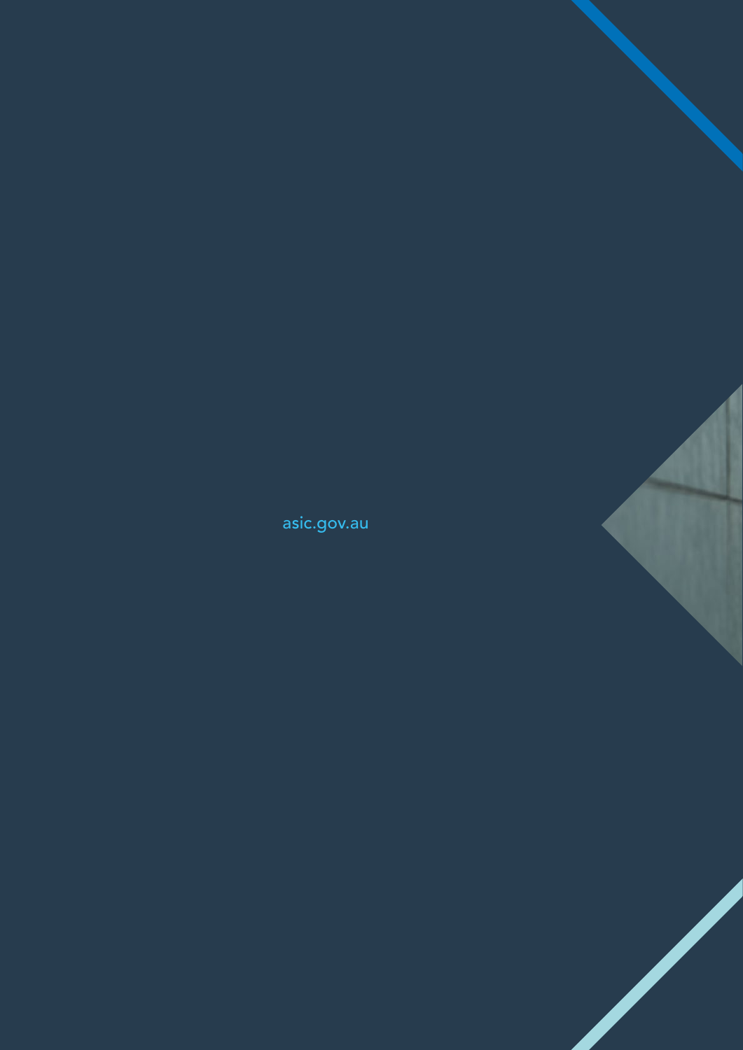asic.gov.au